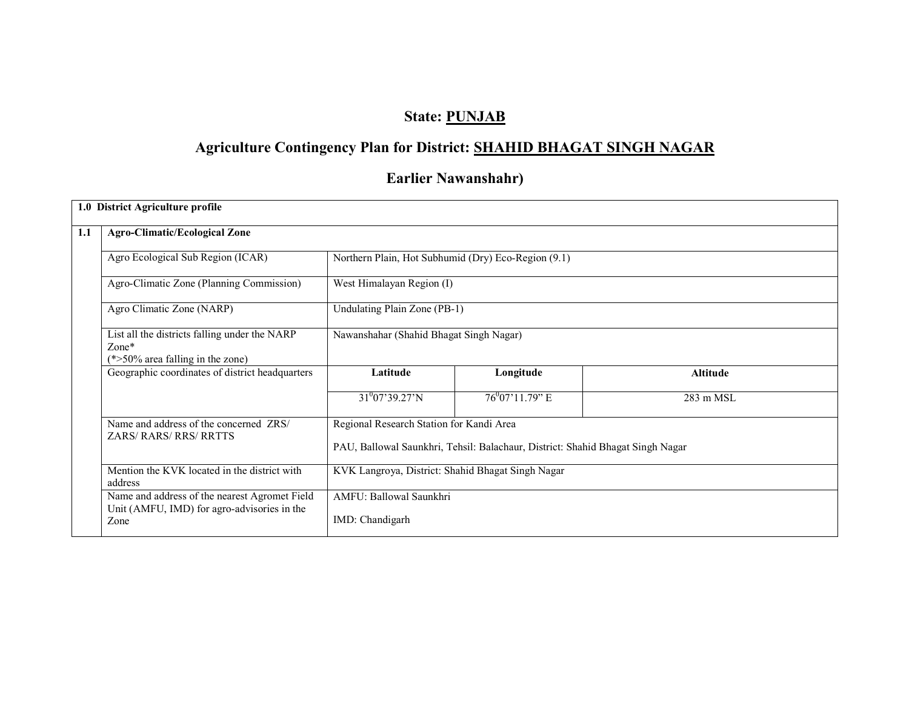# State: PUNJAB

## Agriculture Contingency Plan for District: SHAHID BHAGAT SINGH NAGAR

## Earlier Nawanshahr)

| 1.0 District Agriculture profile | | | | |
|---|---|---|---|---|
| **1.1** | **Agro-Climatic/Ecological Zone** | | | |
| | Agro Ecological Sub Region (ICAR) | Northern Plain, Hot Subhumid (Dry) Eco-Region (9.1) | | |
| | Agro-Climatic Zone (Planning Commission) | West Himalayan Region (I) | | |
| | Agro Climatic Zone (NARP) | Undulating Plain Zone (PB-1) | | |
| | List all the districts falling under the NARP Zone* (*>50% area falling in the zone) | Nawanshahar (Shahid Bhagat Singh Nagar) | | |
| | Geographic coordinates of district headquarters | **Latitude** | **Longitude** | **Altitude** |
| | | $31^0$07'39.27'N | $76^0$07'11.79" E | 283 m MSL |
| | Name and address of the concerned ZRS/ ZARS/ RARS/ RRS/ RRTTS | Regional Research Station for Kandi Area<br><br>PAU, Ballowal Saunkhri, Tehsil: Balachaur, District: Shahid Bhagat Singh Nagar | | |
| | Mention the KVK located in the district with address | KVK Langroya, District: Shahid Bhagat Singh Nagar | | |
| | Name and address of the nearest Agromet Field Unit (AMFU, IMD) for agro-advisories in the Zone | AMFU: Ballowal Saunkhri<br><br>IMD: Chandigarh | | |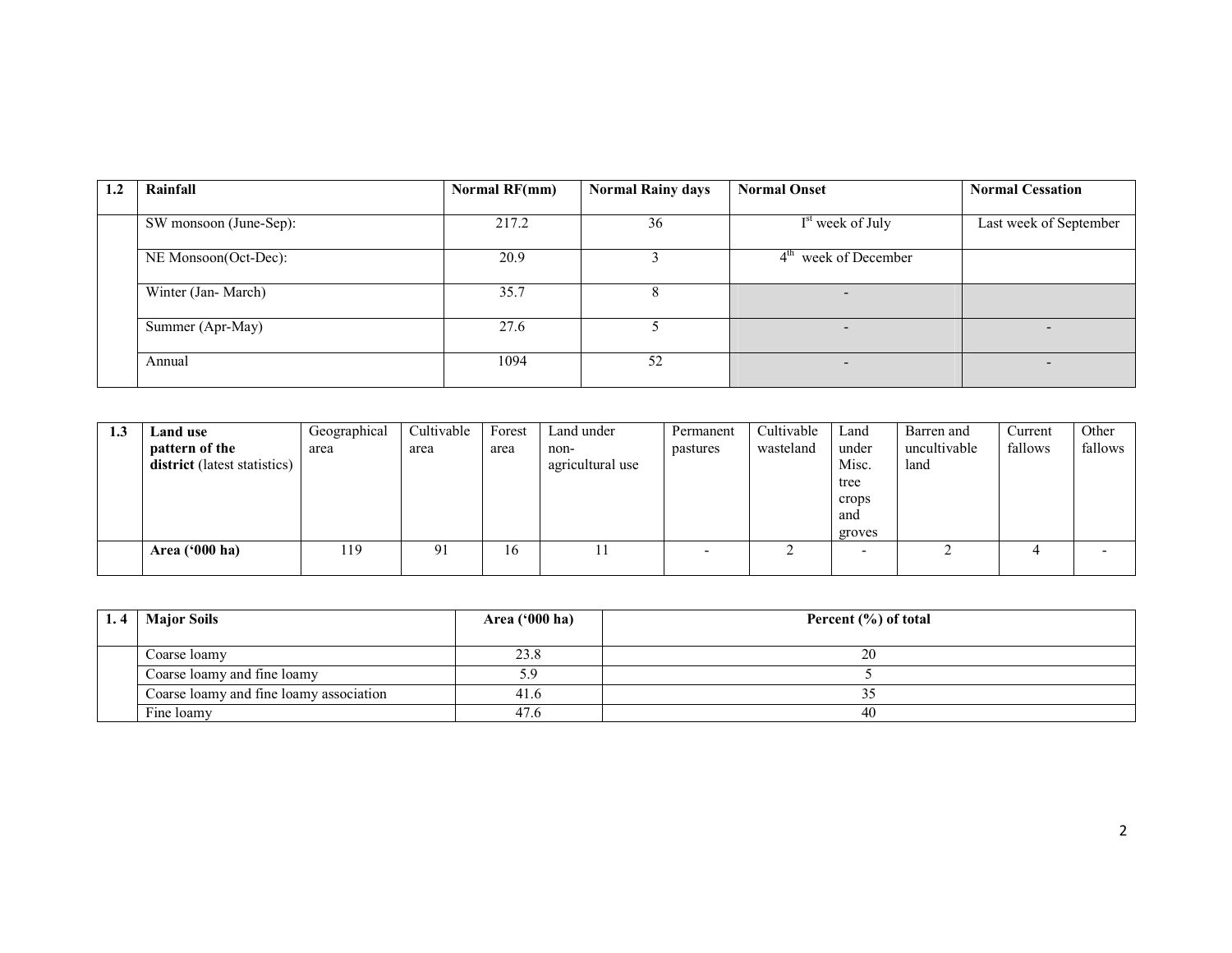| 1.2 | Rainfall | Normal RF(mm) | Normal Rainy days | Normal Onset | Normal Cessation |
|---|---|---|---|---|---|
| | SW monsoon (June-Sep): | 217.2 | 36 | Ist week of July | Last week of September |
| | NE Monsoon(Oct-Dec): | 20.9 | 3 | 4th week of December | |
| | Winter (Jan- March) | 35.7 | 8 | - | |
| | Summer (Apr-May) | 27.6 | 5 | - | - |
| | Annual | 1094 | 52 | - | - |

| 1.3 | Land use pattern of the district (latest statistics) | Geographical area | Cultivable area | Forest area | Land under non-agricultural use | Permanent pastures | Cultivable wasteland | Land under Misc. tree crops and groves | Barren and uncultivable land | Current fallows | Other fallows |
|---|---|---|---|---|---|---|---|---|---|---|---|
| | **Area ('000 ha)** | 119 | 91 | 16 | 11 | - | 2 | - | 2 | 4 | - |

| 1. 4 | Major Soils | Area ('000 ha) | Percent (%) of total |
|---|---|---|---|
| | Coarse loamy | 23.8 | 20 |
| | Coarse loamy and fine loamy | 5.9 | 5 |
| | Coarse loamy and fine loamy association | 41.6 | 35 |
| | Fine loamy | 47.6 | 40 |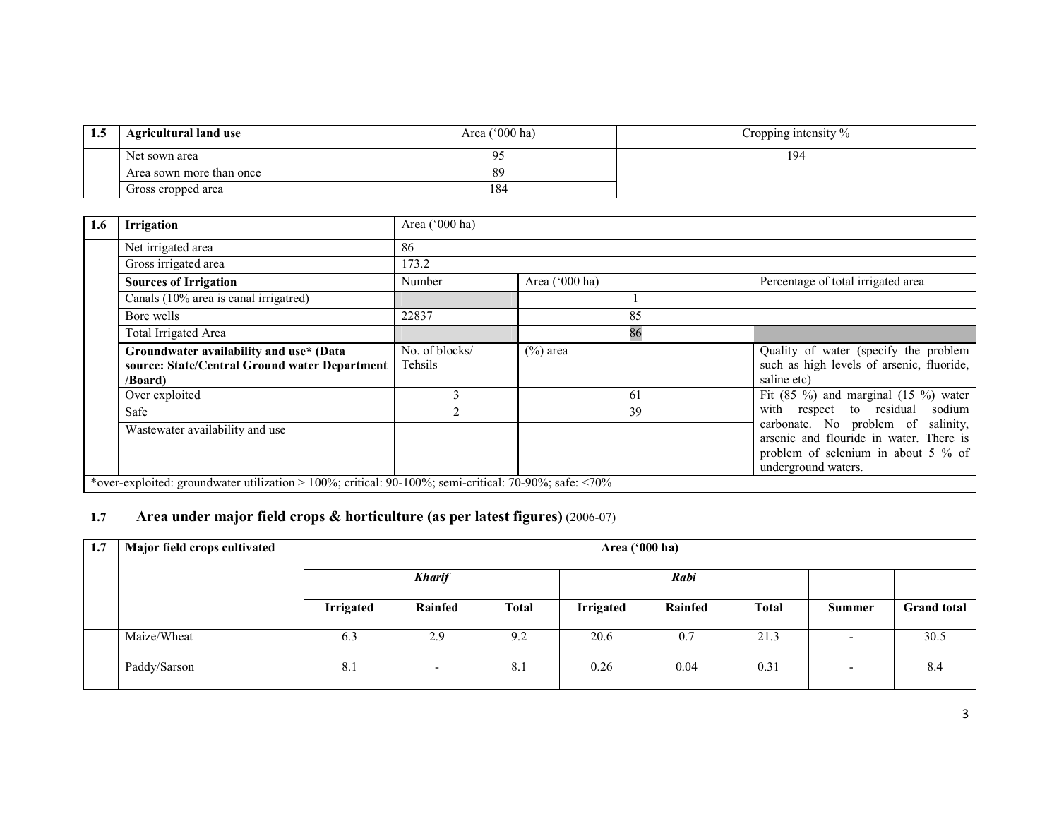| 1.5 | Agricultural land use | Area ('000 ha) | Cropping intensity % |
|---|---|---|---|
| | Net sown area | 95 | 194 |
| | Area sown more than once | 89 | |
| | Gross cropped area | 184 | |

| 1.6 | Irrigation | Area ('000 ha) | | |
|---|---|---|---|---|
| | Net irrigated area | 86 | | |
| | Gross irrigated area | 173.2 | | |
| | **Sources of Irrigation** | Number | Area ('000 ha) | Percentage of total irrigated area |
| | Canals (10% area is canal irrigatred) | | 1 | |
| | Bore wells | 22837 | 85 | |
| | Total Irrigated Area | | 86 | |
| | **Groundwater availability and use* (Data source: State/Central Ground water Department /Board)** | No. of blocks/ Tehsils | (%) area | Quality of water (specify the problem such as high levels of arsenic, fluoride, saline etc) |
| | Over exploited | 3 | 61 | Fit (85 %) and marginal (15 %) water with respect to residual sodium carbonate. No problem of salinity, arsenic and flouride in water. There is problem of selenium in about 5 % of underground waters. |
| | Safe | 2 | 39 | |
| | Wastewater availability and use | | | |
| *over-exploited: groundwater utilization > 100%; critical: 90-100%; semi-critical: 70-90%; safe: <70% | | | | |

## 1.7 Area under major field crops & horticulture (as per latest figures) (2006-07)

| 1.7 | Major field crops cultivated | Area ('000 ha) | | | | | | | |
|---|---|---|---|---|---|---|---|---|---|
| | | ***Kharif*** | | | ***Rabi*** | | | | |
| | | **Irrigated** | **Rainfed** | **Total** | **Irrigated** | **Rainfed** | **Total** | **Summer** | **Grand total** |
| | Maize/Wheat | 6.3 | 2.9 | 9.2 | 20.6 | 0.7 | 21.3 | - | 30.5 |
| | Paddy/Sarson | 8.1 | - | 8.1 | 0.26 | 0.04 | 0.31 | - | 8.4 |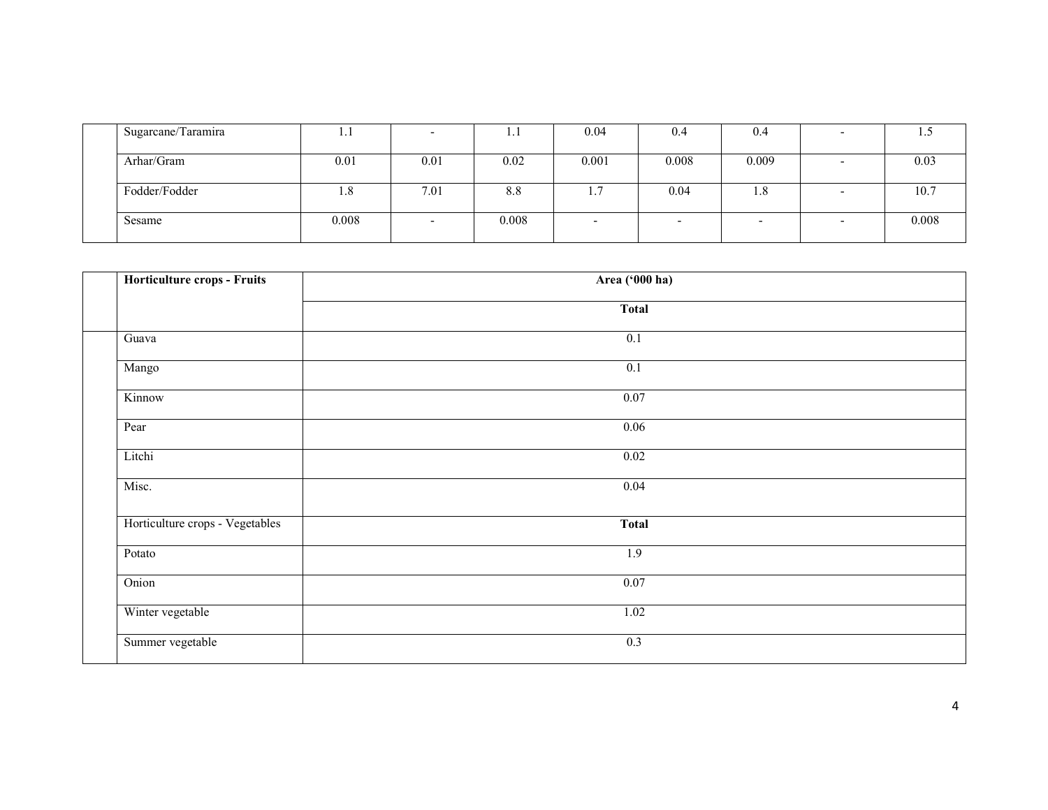| | | | | | | | | | |
|---|---|---|---|---|---|---|---|---|---|
| | Sugarcane/Taramira | 1.1 | - | 1.1 | 0.04 | 0.4 | 0.4 | - | 1.5 |
| | Arhar/Gram | 0.01 | 0.01 | 0.02 | 0.001 | 0.008 | 0.009 | - | 0.03 |
| | Fodder/Fodder | 1.8 | 7.01 | 8.8 | 1.7 | 0.04 | 1.8 | - | 10.7 |
| | Sesame | 0.008 | - | 0.008 | - | - | - | - | 0.008 |

| | **Horticulture crops - Fruits** | **Area ('000 ha)** |
|---|---|---|
| | | **Total** |
| | Guava | 0.1 |
| | Mango | 0.1 |
| | Kinnow | 0.07 |
| | Pear | 0.06 |
| | Litchi | 0.02 |
| | Misc. | 0.04 |
| | Horticulture crops - Vegetables | **Total** |
| | Potato | 1.9 |
| | Onion | 0.07 |
| | Winter vegetable | 1.02 |
| | Summer vegetable | 0.3 |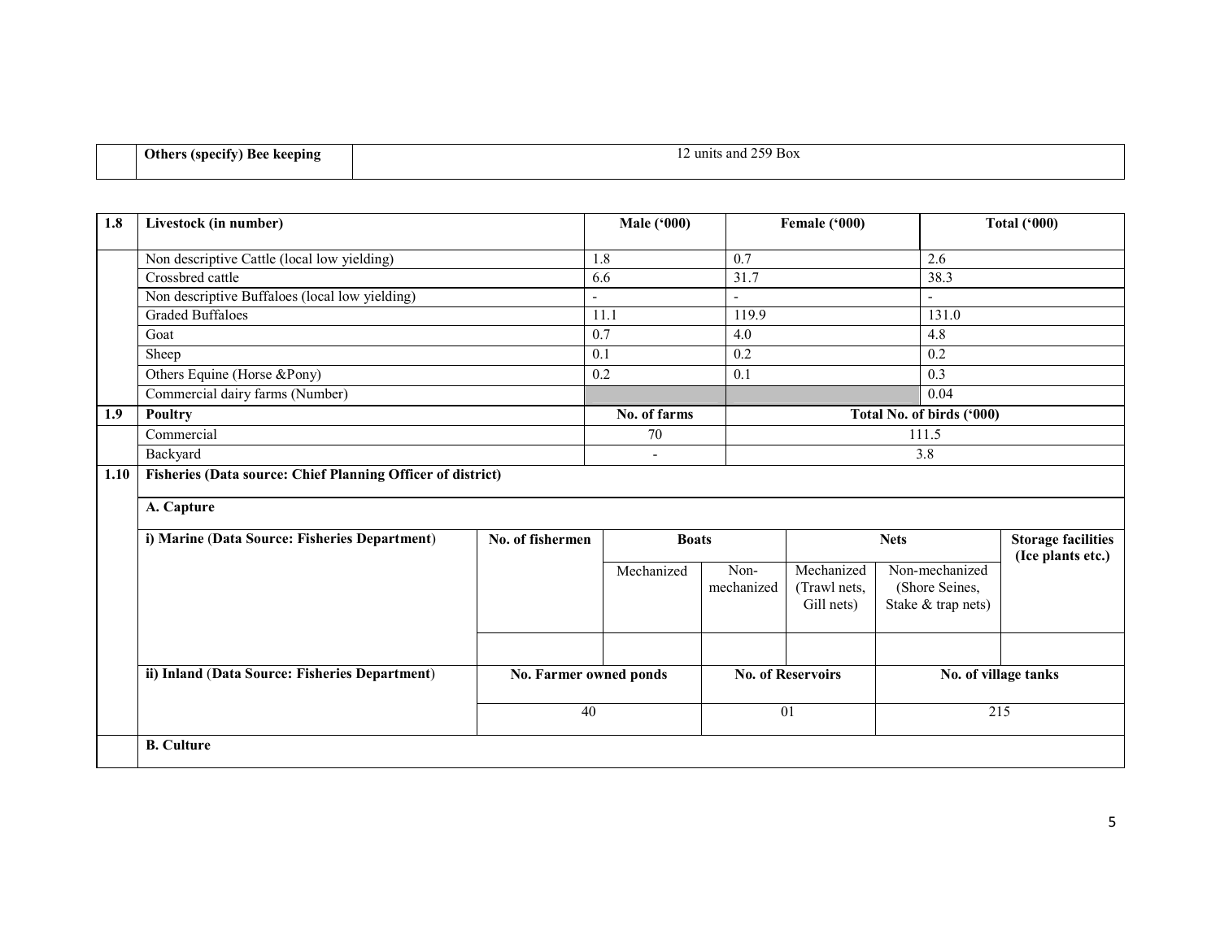|  | Others (specify) Bee keeping | 12 units and 259 Box |
|---|---|---|

| 1.8 | Livestock (in number) | Male ('000) | Female ('000) | Total ('000) |
|---|---|---|---|---|
|  | Non descriptive Cattle (local low yielding) | 1.8 | 0.7 | 2.6 |
|  | Crossbred cattle | 6.6 | 31.7 | 38.3 |
|  | Non descriptive Buffaloes (local low yielding) | - | - | - |
|  | Graded Buffaloes | 11.1 | 119.9 | 131.0 |
|  | Goat | 0.7 | 4.0 | 4.8 |
|  | Sheep | 0.1 | 0.2 | 0.2 |
|  | Others Equine (Horse &Pony) | 0.2 | 0.1 | 0.3 |
|  | Commercial dairy farms (Number) |  |  | 0.04 |
| **1.9** | **Poultry** | **No. of farms** | **Total No. of birds ('000)** | |
|  | Commercial | 70 | 111.5 | |
|  | Backyard | - | 3.8 | |

| 1.10 | Fisheries (Data source: Chief Planning Officer of district) | | | | | | |
|---|---|---|---|---|---|---|---|
|  | **A. Capture** | | | | | | |
|  | **i) Marine (Data Source: Fisheries Department)** | **No. of fishermen** | **Boats** | | **Nets** | | **Storage facilities (Ice plants etc.)** |
|  |  |  | Mechanized | Non-mechanized | Mechanized (Trawl nets, Gill nets) | Non-mechanized (Shore Seines, Stake & trap nets) |  |
|  |  |  |  |  |  |  |  |
|  | **ii) Inland (Data Source: Fisheries Department)** | **No. Farmer owned ponds** | | **No. of Reservoirs** | | **No. of village tanks** | |
|  |  | 40 | | 01 | | 215 | |
|  | **B. Culture** | | | | | | |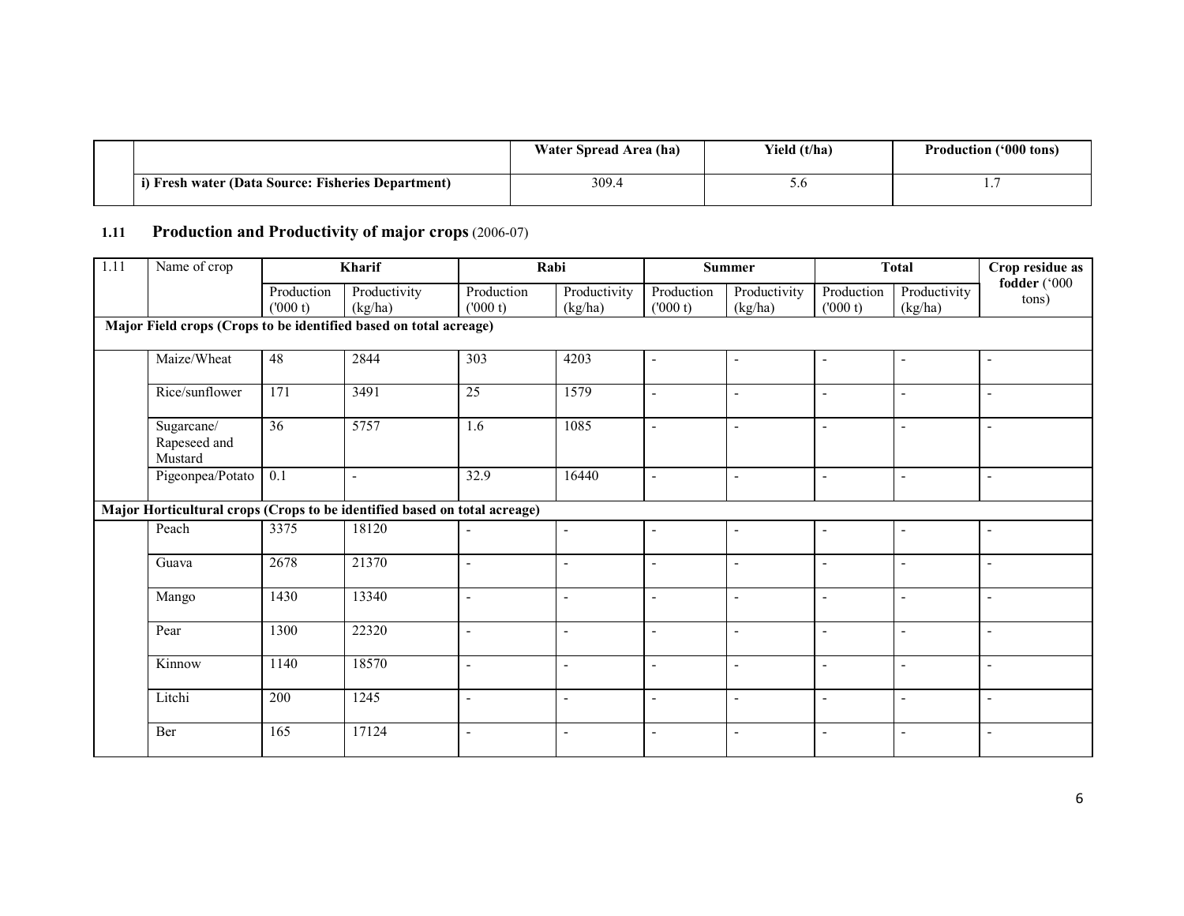| | | Water Spread Area (ha) | Yield (t/ha) | Production ('000 tons) |
|---|---|---|---|---|
| | i) Fresh water (Data Source: Fisheries Department) | 309.4 | 5.6 | 1.7 |

### 1.11 Production and Productivity of major crops (2006-07)

| 1.11 | Name of crop | Kharif | | Rabi | | Summer | | Total | | Crop residue as fodder ('000 tons) |
|---|---|---|---|---|---|---|---|---|---|---|
| | | Production ('000 t) | Productivity (kg/ha) | Production ('000 t) | Productivity (kg/ha) | Production ('000 t) | Productivity (kg/ha) | Production ('000 t) | Productivity (kg/ha) | |
| **Major Field crops (Crops to be identified based on total acreage)** | | | | | | | | | | |
| | Maize/Wheat | 48 | 2844 | 303 | 4203 | - | - | - | - | - |
| | Rice/sunflower | 171 | 3491 | 25 | 1579 | - | - | - | - | - |
| | Sugarcane/ Rapeseed and Mustard | 36 | 5757 | 1.6 | 1085 | - | - | - | - | - |
| | Pigeonpea/Potato | 0.1 | - | 32.9 | 16440 | - | - | - | - | - |
| **Major Horticultural crops (Crops to be identified based on total acreage)** | | | | | | | | | | |
| | Peach | 3375 | 18120 | - | - | - | - | - | - | - |
| | Guava | 2678 | 21370 | - | - | - | - | - | - | - |
| | Mango | 1430 | 13340 | - | - | - | - | - | - | - |
| | Pear | 1300 | 22320 | - | - | - | - | - | - | - |
| | Kinnow | 1140 | 18570 | - | - | - | - | - | - | - |
| | Litchi | 200 | 1245 | - | - | - | - | - | - | - |
| | Ber | 165 | 17124 | - | - | - | - | - | - | - |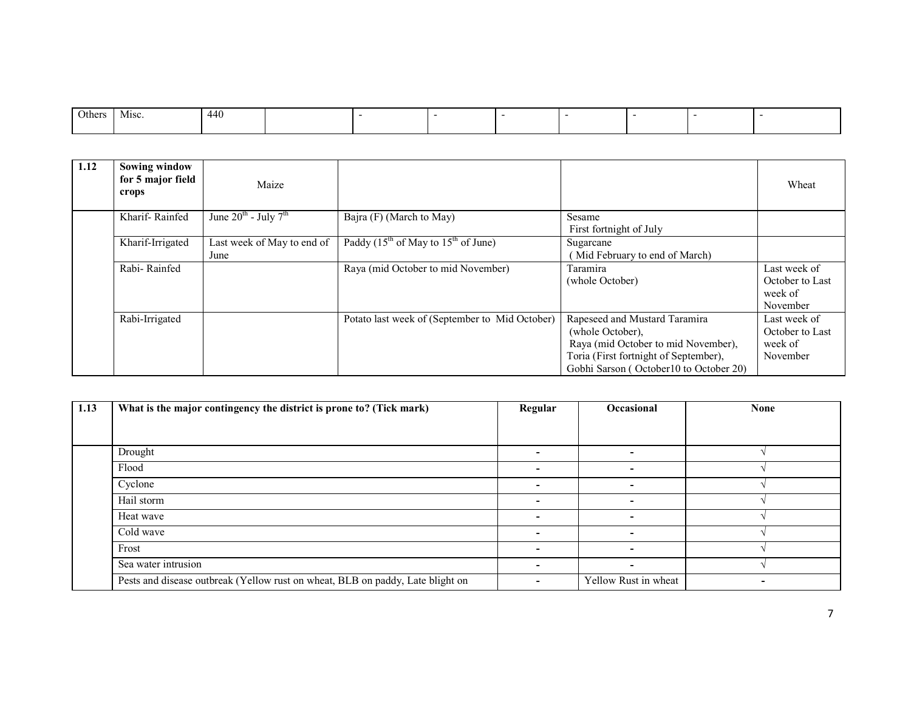| Others | Misc. | 440 | | - | - | - | - | - | - | - |
|---|---|---|---|---|---|---|---|---|---|---|

| 1.12 | Sowing window for 5 major field crops | Maize | | | Wheat |
|---|---|---|---|---|---|
| | Kharif- Rainfed | June 20th - July 7th | Bajra (F) (March to May) | Sesame First fortnight of July | |
| | Kharif-Irrigated | Last week of May to end of June | Paddy (15th of May to 15th of June) | Sugarcane ( Mid February to end of March) | |
| | Rabi- Rainfed | | Raya (mid October to mid November) | Taramira (whole October) | Last week of October to Last week of November |
| | Rabi-Irrigated | | Potato last week of (September to Mid October) | Rapeseed and Mustard Taramira (whole October), Raya (mid October to mid November), Toria (First fortnight of September), Gobhi Sarson ( October10 to October 20) | Last week of October to Last week of November |

| 1.13 | What is the major contingency the district is prone to? (Tick mark) | Regular | Occasional | None |
|---|---|---|---|---|
| | Drought | - | - | √ |
| | Flood | - | - | √ |
| | Cyclone | - | - | √ |
| | Hail storm | - | - | √ |
| | Heat wave | - | - | √ |
| | Cold wave | - | - | √ |
| | Frost | - | - | √ |
| | Sea water intrusion | - | - | √ |
| | Pests and disease outbreak (Yellow rust on wheat, BLB on paddy, Late blight on | - | Yellow Rust in wheat | - |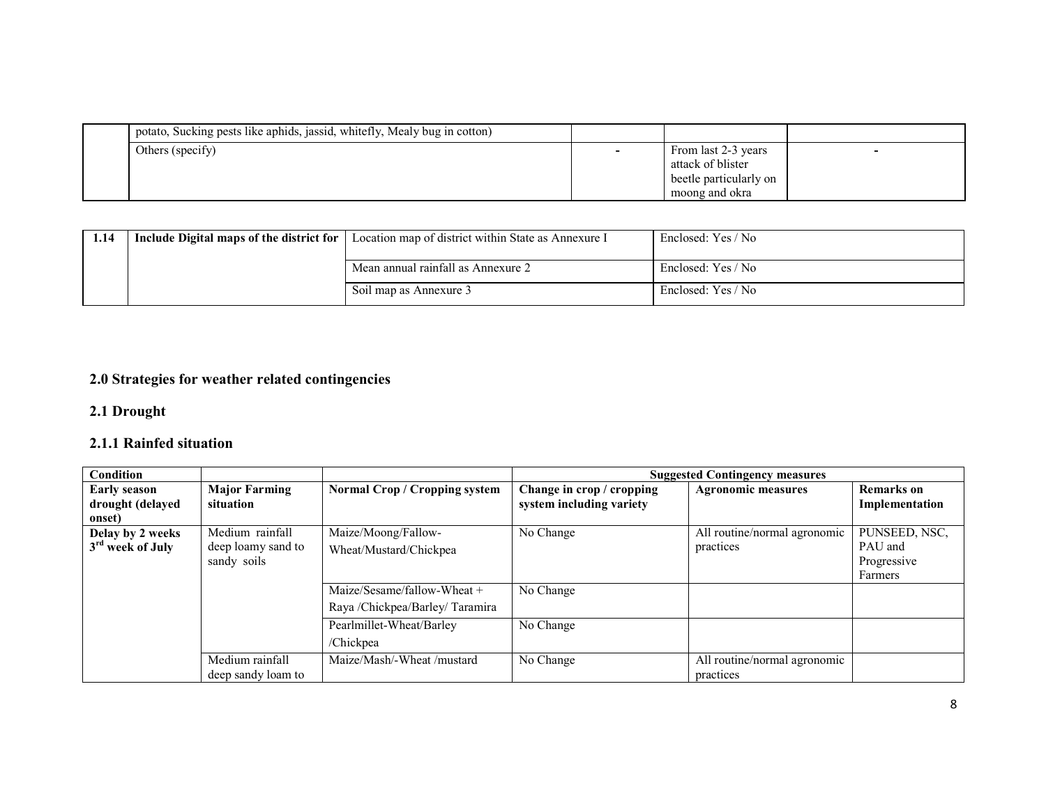|  | potato, Sucking pests like aphids, jassid, whitefly, Mealy bug in cotton) |  |  |  |
|---|---|---|---|---|
|  | Others (specify) | - | From last 2-3 years attack of blister beetle particularly on moong and okra | - |

| 1.14 | Include Digital maps of the district for | Location map of district within State as Annexure I | Enclosed: Yes / No |
|---|---|---|---|
|  |  | Mean annual rainfall as Annexure 2 | Enclosed: Yes / No |
|  |  | Soil map as Annexure 3 | Enclosed: Yes / No |

## 2.0 Strategies for weather related contingencies

### 2.1 Drought

#### 2.1.1 Rainfed situation

| **Condition** |  |  | **Suggested Contingency measures** |  |  |
|---|---|---|---|---|---|
| **Early season drought (delayed onset)** | **Major Farming situation** | **Normal Crop / Cropping system** | **Change in crop / cropping system including variety** | **Agronomic measures** | **Remarks on Implementation** |
| **Delay by 2 weeks 3rd week of July** | Medium rainfall deep loamy sand to sandy soils | Maize/Moong/Fallow-Wheat/Mustard/Chickpea | No Change | All routine/normal agronomic practices | PUNSEED, NSC, PAU and Progressive Farmers |
|  |  | Maize/Sesame/fallow-Wheat + Raya /Chickpea/Barley/ Taramira | No Change |  |  |
|  |  | Pearlmillet-Wheat/Barley /Chickpea | No Change |  |  |
|  | Medium rainfall deep sandy loam to | Maize/Mash/-Wheat /mustard | No Change | All routine/normal agronomic practices |  |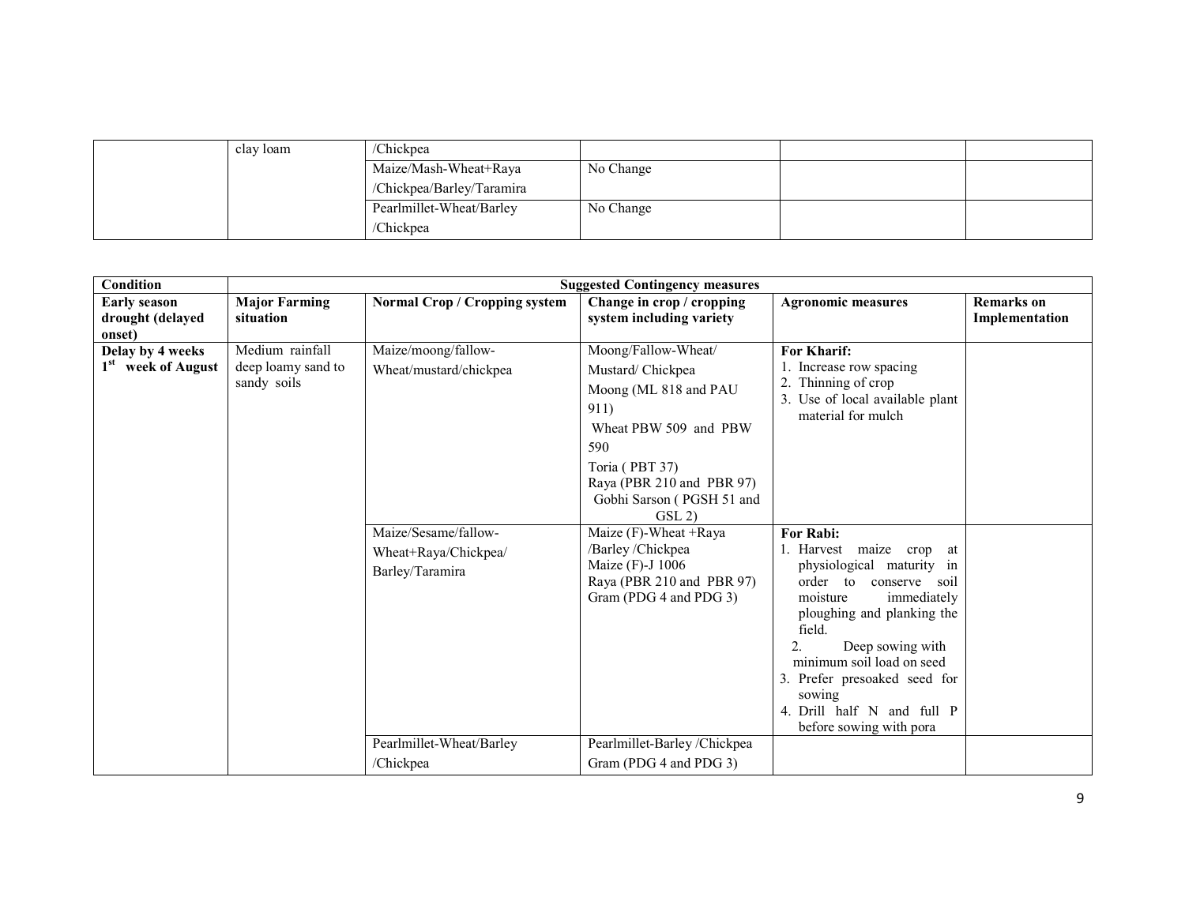| | clay loam | /Chickpea | | | |
|---|---|---|---|---|---|
| | | Maize/Mash-Wheat+Raya /Chickpea/Barley/Taramira | No Change | | |
| | | Pearlmillet-Wheat/Barley /Chickpea | No Change | | |

| Condition | Suggested Contingency measures | | | | |
|---|---|---|---|---|---|
| **Early season drought (delayed onset)** | **Major Farming situation** | **Normal Crop / Cropping system** | **Change in crop / cropping system including variety** | **Agronomic measures** | **Remarks on Implementation** |
| **Delay by 4 weeks 1st week of August** | Medium rainfall deep loamy sand to sandy soils | Maize/moong/fallow-Wheat/mustard/chickpea | Moong/Fallow-Wheat/ Mustard/ Chickpea<br>Moong (ML 818 and PAU 911)<br>Wheat PBW 509 and PBW 590<br>Toria ( PBT 37)<br>Raya (PBR 210 and PBR 97)<br>Gobhi Sarson ( PGSH 51 and GSL 2) | **For Kharif:**<br>1. Increase row spacing<br>2. Thinning of crop<br>3. Use of local available plant material for mulch | |
| | | Maize/Sesame/fallow-Wheat+Raya/Chickpea/ Barley/Taramira | Maize (F)-Wheat +Raya /Barley /Chickpea<br>Maize (F)-J 1006<br>Raya (PBR 210 and PBR 97)<br>Gram (PDG 4 and PDG 3) | **For Rabi:**<br>1. Harvest maize crop at physiological maturity in order to conserve soil moisture immediately ploughing and planking the field.<br>2. Deep sowing with minimum soil load on seed<br>3. Prefer presoaked seed for sowing<br>4. Drill half N and full P before sowing with pora | |
| | | Pearlmillet-Wheat/Barley /Chickpea | Pearlmillet-Barley /Chickpea<br>Gram (PDG 4 and PDG 3) | | |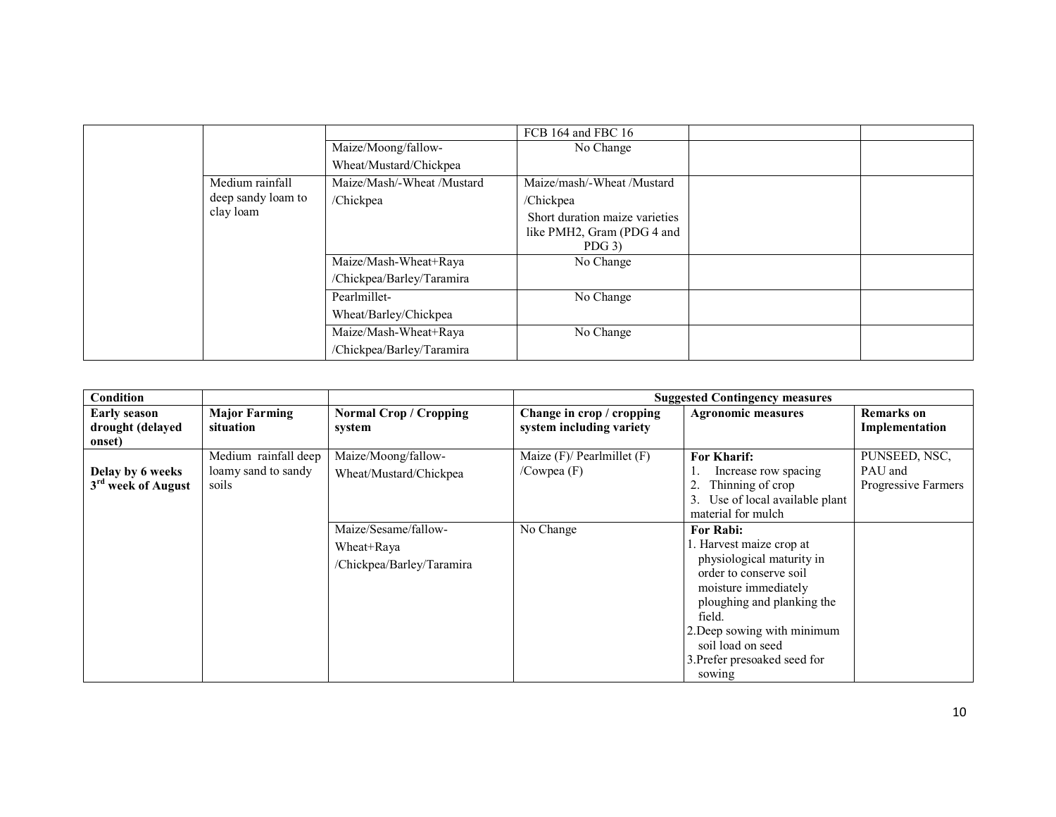| | | | | | |
|---|---|---|---|---|---|
| | | | FCB 164 and FBC 16 | | |
| | | Maize/Moong/fallow-Wheat/Mustard/Chickpea | No Change | | |
| | Medium rainfall deep sandy loam to clay loam | Maize/Mash/-Wheat /Mustard /Chickpea | Maize/mash/-Wheat /Mustard /Chickpea<br>Short duration maize varieties like PMH2, Gram (PDG 4 and PDG 3) | | |
| | | Maize/Mash-Wheat+Raya /Chickpea/Barley/Taramira | No Change | | |
| | | Pearlmillet-Wheat/Barley/Chickpea | No Change | | |
| | | Maize/Mash-Wheat+Raya /Chickpea/Barley/Taramira | No Change | | |

| **Condition** | | | **Suggested Contingency measures** | | |
|---|---|---|---|---|---|
| **Early season drought (delayed onset)** | **Major Farming situation** | **Normal Crop / Cropping system** | **Change in crop / cropping system including variety** | **Agronomic measures** | **Remarks on Implementation** |
| **Delay by 6 weeks 3rd week of August** | Medium rainfall deep loamy sand to sandy soils | Maize/Moong/fallow-Wheat/Mustard/Chickpea | Maize (F)/ Pearlmillet (F) /Cowpea (F) | **For Kharif:**<br>1. Increase row spacing<br>2. Thinning of crop<br>3. Use of local available plant material for mulch | PUNSEED, NSC, PAU and Progressive Farmers |
| | | Maize/Sesame/fallow-Wheat+Raya /Chickpea/Barley/Taramira | No Change | **For Rabi:**<br>1. Harvest maize crop at physiological maturity in order to conserve soil moisture immediately ploughing and planking the field.<br>2.Deep sowing with minimum soil load on seed<br>3.Prefer presoaked seed for sowing | |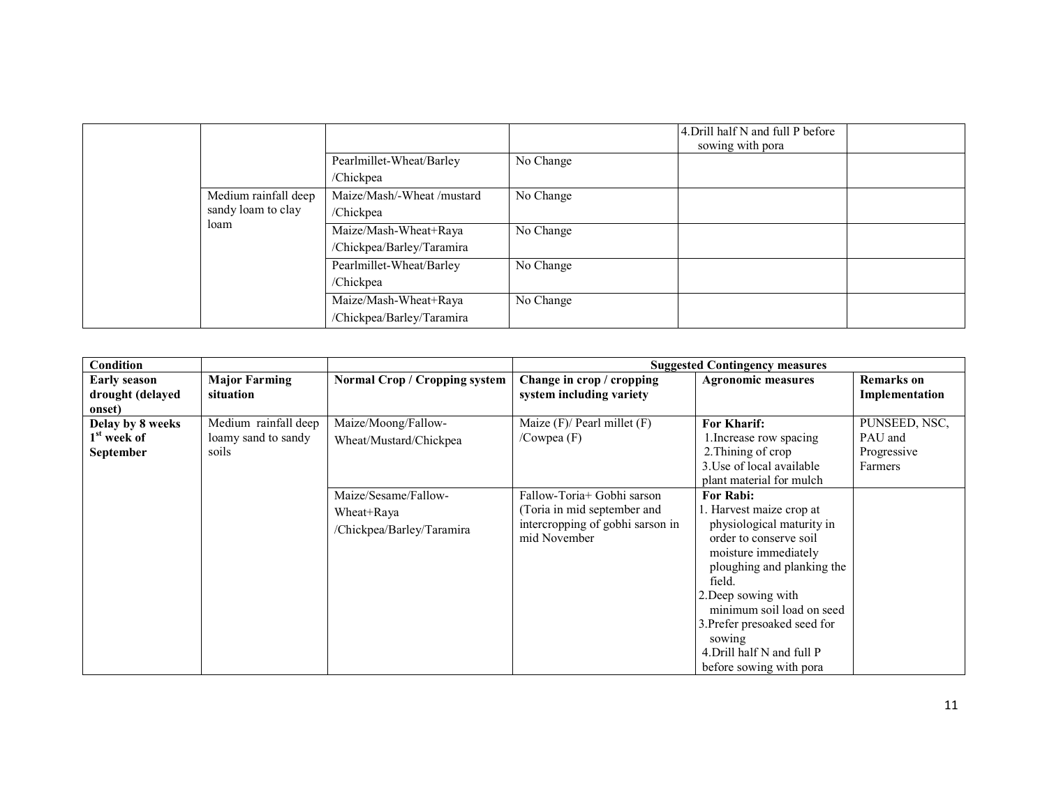| | | | | | |
|---|---|---|---|---|---|
| | | | | 4.Drill half N and full P before sowing with pora | |
| | | Pearlmillet-Wheat/Barley /Chickpea | No Change | | |
| | Medium rainfall deep sandy loam to clay loam | Maize/Mash/-Wheat /mustard /Chickpea | No Change | | |
| | | Maize/Mash-Wheat+Raya /Chickpea/Barley/Taramira | No Change | | |
| | | Pearlmillet-Wheat/Barley /Chickpea | No Change | | |
| | | Maize/Mash-Wheat+Raya /Chickpea/Barley/Taramira | No Change | | |

| Condition | | | Suggested Contingency measures | | |
|---|---|---|---|---|---|
| **Early season drought (delayed onset)** | **Major Farming situation** | **Normal Crop / Cropping system** | **Change in crop / cropping system including variety** | **Agronomic measures** | **Remarks on Implementation** |
| **Delay by 8 weeks 1st week of September** | Medium rainfall deep loamy sand to sandy soils | Maize/Moong/Fallow-Wheat/Mustard/Chickpea | Maize (F)/ Pearl millet (F) /Cowpea (F) | **For Kharif:** 1.Increase row spacing 2.Thining of crop 3.Use of local available plant material for mulch | PUNSEED, NSC, PAU and Progressive Farmers |
| | | Maize/Sesame/Fallow-Wheat+Raya /Chickpea/Barley/Taramira | Fallow-Toria+ Gobhi sarson (Toria in mid september and intercropping of gobhi sarson in mid November | **For Rabi:** 1. Harvest maize crop at physiological maturity in order to conserve soil moisture immediately ploughing and planking the field. 2.Deep sowing with minimum soil load on seed 3.Prefer presoaked seed for sowing 4.Drill half N and full P before sowing with pora | |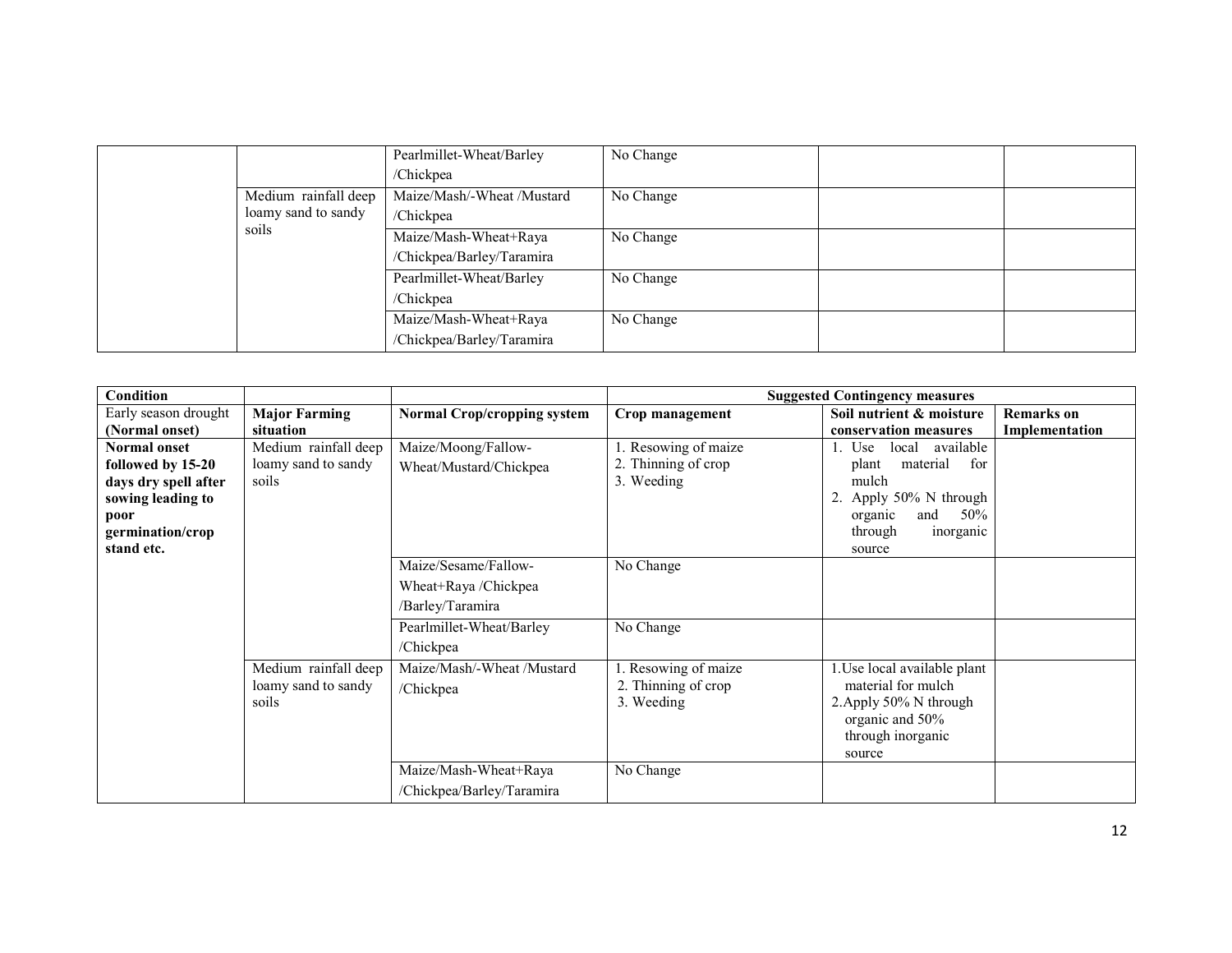| | | | | | |
|---|---|---|---|---|---|
| | | Pearlmillet-Wheat/Barley /Chickpea | No Change | | |
| | Medium rainfall deep loamy sand to sandy soils | Maize/Mash/-Wheat /Mustard /Chickpea | No Change | | |
| | | Maize/Mash-Wheat+Raya /Chickpea/Barley/Taramira | No Change | | |
| | | Pearlmillet-Wheat/Barley /Chickpea | No Change | | |
| | | Maize/Mash-Wheat+Raya /Chickpea/Barley/Taramira | No Change | | |

| **Condition** | | | **Suggested Contingency measures** | | |
|---|---|---|---|---|---|
| Early season drought **(Normal onset)** | **Major Farming situation** | **Normal Crop/cropping system** | **Crop management** | **Soil nutrient & moisture conservation measures** | **Remarks on Implementation** |
| **Normal onset followed by 15-20 days dry spell after sowing leading to poor germination/crop stand etc.** | Medium rainfall deep loamy sand to sandy soils | Maize/Moong/Fallow-Wheat/Mustard/Chickpea | 1. Resowing of maize<br>2. Thinning of crop<br>3. Weeding | 1. Use local available plant material for mulch<br>2. Apply 50% N through organic and 50% through inorganic source | |
| | | Maize/Sesame/Fallow-Wheat+Raya /Chickpea /Barley/Taramira | No Change | | |
| | | Pearlmillet-Wheat/Barley /Chickpea | No Change | | |
| | Medium rainfall deep loamy sand to sandy soils | Maize/Mash/-Wheat /Mustard /Chickpea | 1. Resowing of maize<br>2. Thinning of crop<br>3. Weeding | 1. Use local available plant material for mulch<br>2. Apply 50% N through organic and 50% through inorganic source | |
| | | Maize/Mash-Wheat+Raya /Chickpea/Barley/Taramira | No Change | | |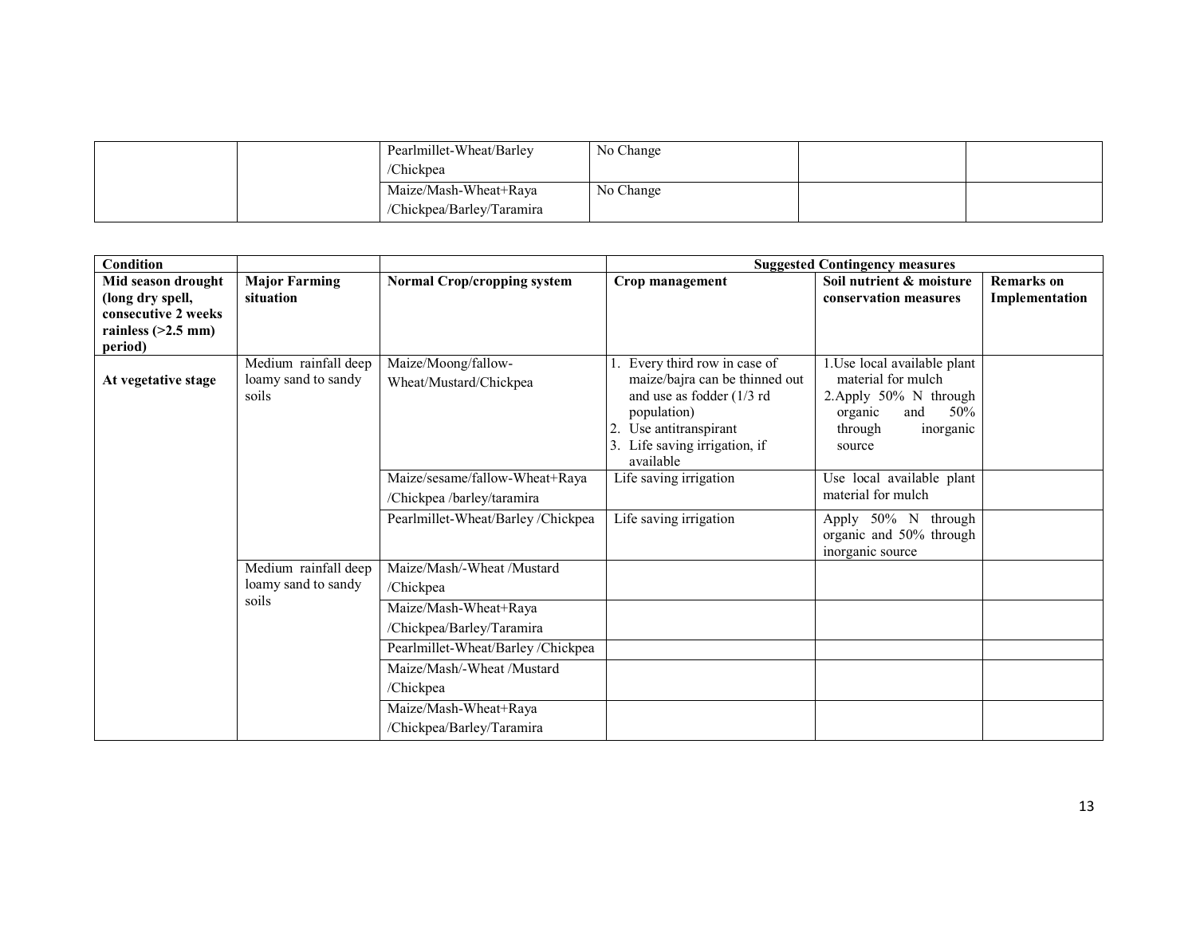| | | | | | |
|---|---|---|---|---|---|
| | | Pearlmillet-Wheat/Barley /Chickpea | No Change | | |
| | | Maize/Mash-Wheat+Raya /Chickpea/Barley/Taramira | No Change | | |

| Condition | | | Suggested Contingency measures | | |
|---|---|---|---|---|---|
| **Mid season drought (long dry spell, consecutive 2 weeks rainless (>2.5 mm) period)** | **Major Farming situation** | **Normal Crop/cropping system** | **Crop management** | **Soil nutrient & moisture conservation measures** | **Remarks on Implementation** |
| **At vegetative stage** | Medium rainfall deep loamy sand to sandy soils | Maize/Moong/fallow-Wheat/Mustard/Chickpea | 1. Every third row in case of maize/bajra can be thinned out and use as fodder (1/3 rd population)<br>2. Use antitranspirant<br>3. Life saving irrigation, if available | 1.Use local available plant material for mulch<br>2.Apply 50% N through organic and 50% through inorganic source | |
| | | Maize/sesame/fallow-Wheat+Raya /Chickpea /barley/taramira | Life saving irrigation | Use local available plant material for mulch | |
| | | Pearlmillet-Wheat/Barley /Chickpea | Life saving irrigation | Apply 50% N through organic and 50% through inorganic source | |
| | Medium rainfall deep loamy sand to sandy soils | Maize/Mash/-Wheat /Mustard /Chickpea | | | |
| | | Maize/Mash-Wheat+Raya /Chickpea/Barley/Taramira | | | |
| | | Pearlmillet-Wheat/Barley /Chickpea | | | |
| | | Maize/Mash/-Wheat /Mustard /Chickpea | | | |
| | | Maize/Mash-Wheat+Raya /Chickpea/Barley/Taramira | | | |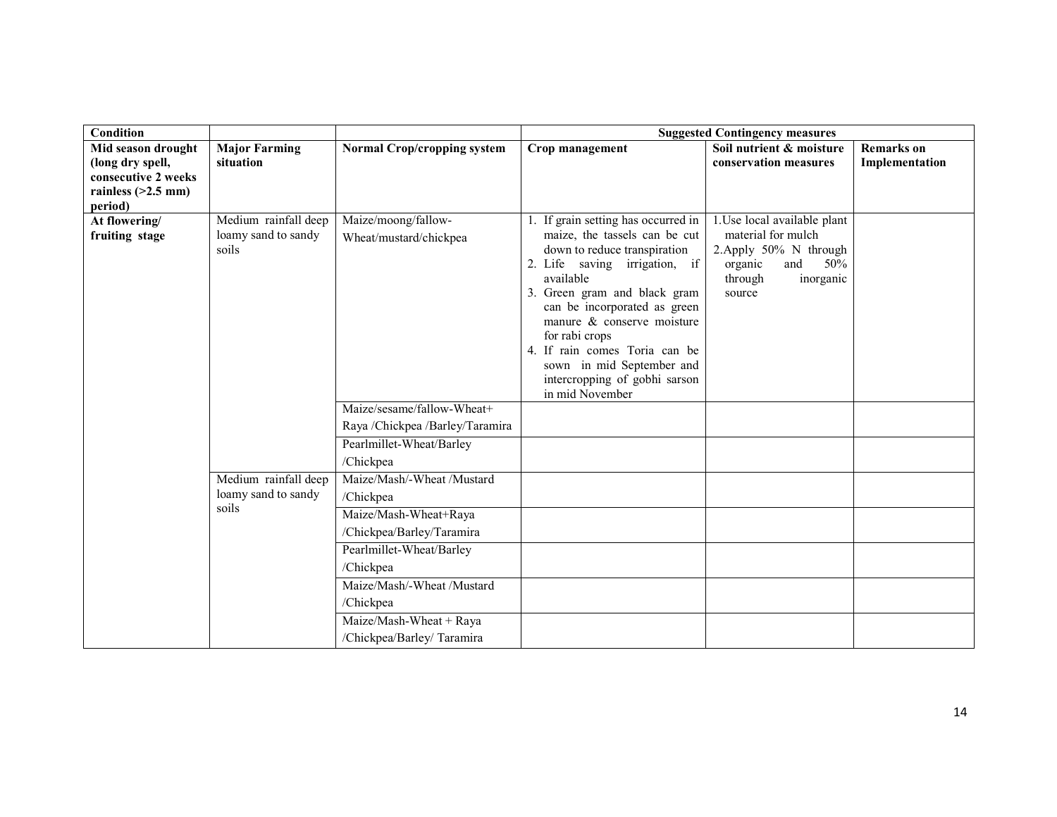| Condition | | | Suggested Contingency measures | | |
|---|---|---|---|---|---|
| **Mid season drought (long dry spell, consecutive 2 weeks rainless (>2.5 mm) period)** | **Major Farming situation** | **Normal Crop/cropping system** | **Crop management** | **Soil nutrient & moisture conservation measures** | **Remarks on Implementation** |
| **At flowering/ fruiting stage** | Medium rainfall deep loamy sand to sandy soils | Maize/moong/fallow-Wheat/mustard/chickpea | 1. If grain setting has occurred in maize, the tassels can be cut down to reduce transpiration<br>2. Life saving irrigation, if available<br>3. Green gram and black gram can be incorporated as green manure & conserve moisture for rabi crops<br>4. If rain comes Toria can be sown in mid September and intercropping of gobhi sarson in mid November | 1.Use local available plant material for mulch<br>2.Apply 50% N through organic and 50% through inorganic source | |
| | | Maize/sesame/fallow-Wheat+ Raya /Chickpea /Barley/Taramira | | | |
| | | Pearlmillet-Wheat/Barley /Chickpea | | | |
| | Medium rainfall deep loamy sand to sandy soils | Maize/Mash/-Wheat /Mustard /Chickpea | | | |
| | | Maize/Mash-Wheat+Raya /Chickpea/Barley/Taramira | | | |
| | | Pearlmillet-Wheat/Barley /Chickpea | | | |
| | | Maize/Mash/-Wheat /Mustard /Chickpea | | | |
| | | Maize/Mash-Wheat + Raya /Chickpea/Barley/ Taramira | | | |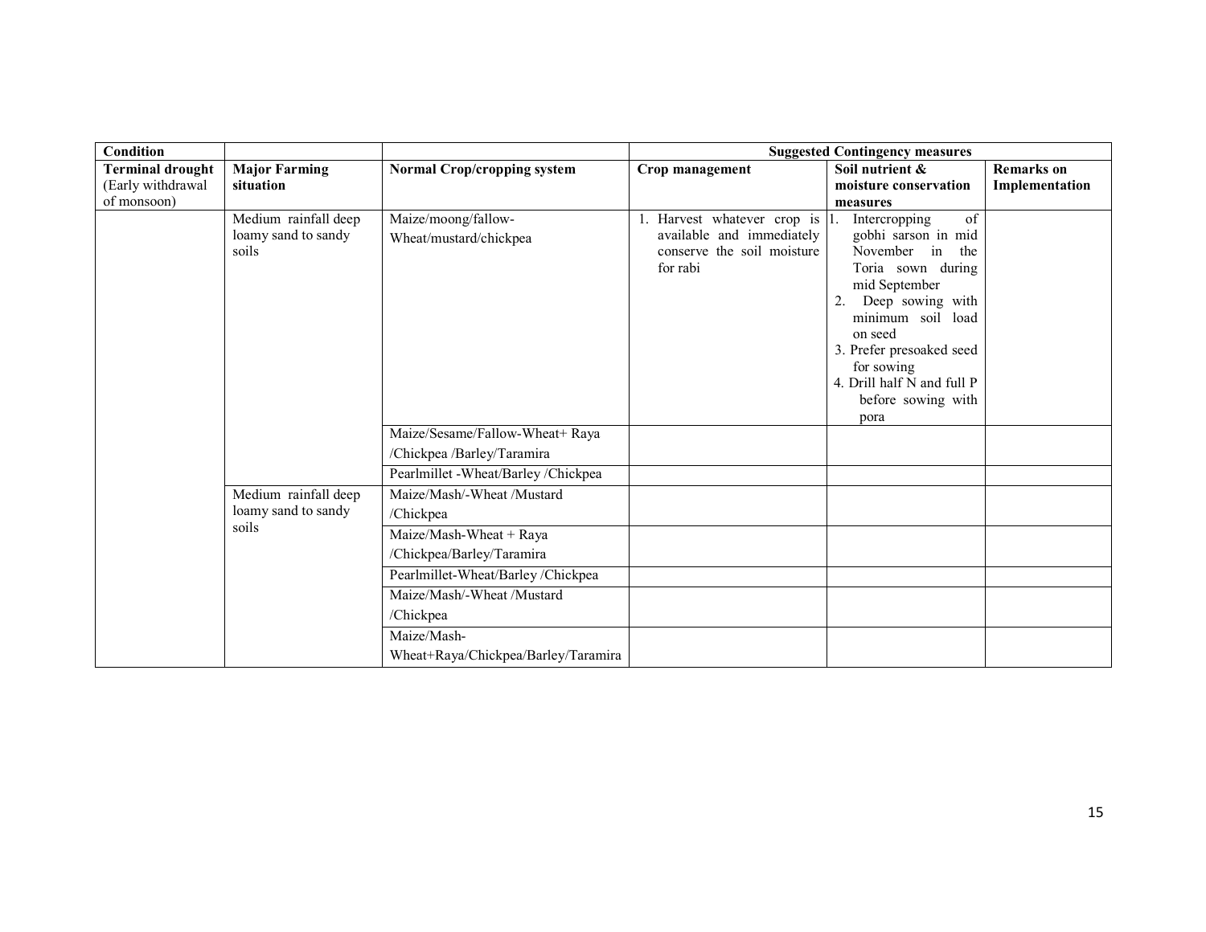| Condition | | | Suggested Contingency measures | | |
|---|---|---|---|---|---|
| **Terminal drought** (Early withdrawal of monsoon) | **Major Farming situation** | **Normal Crop/cropping system** | **Crop management** | **Soil nutrient & moisture conservation measures** | **Remarks on Implementation** |
| | Medium rainfall deep loamy sand to sandy soils | Maize/moong/fallow-Wheat/mustard/chickpea | 1. Harvest whatever crop is available and immediately conserve the soil moisture for rabi | 1. Intercropping of gobhi sarson in mid November in the Toria sown during mid September<br>2. Deep sowing with minimum soil load on seed<br>3. Prefer presoaked seed for sowing<br>4. Drill half N and full P before sowing with pora | |
| | | Maize/Sesame/Fallow-Wheat+ Raya /Chickpea /Barley/Taramira | | | |
| | | Pearlmillet -Wheat/Barley /Chickpea | | | |
| | Medium rainfall deep loamy sand to sandy soils | Maize/Mash/-Wheat /Mustard /Chickpea | | | |
| | | Maize/Mash-Wheat + Raya /Chickpea/Barley/Taramira | | | |
| | | Pearlmillet-Wheat/Barley /Chickpea | | | |
| | | Maize/Mash/-Wheat /Mustard /Chickpea | | | |
| | | Maize/Mash-Wheat+Raya/Chickpea/Barley/Taramira | | | |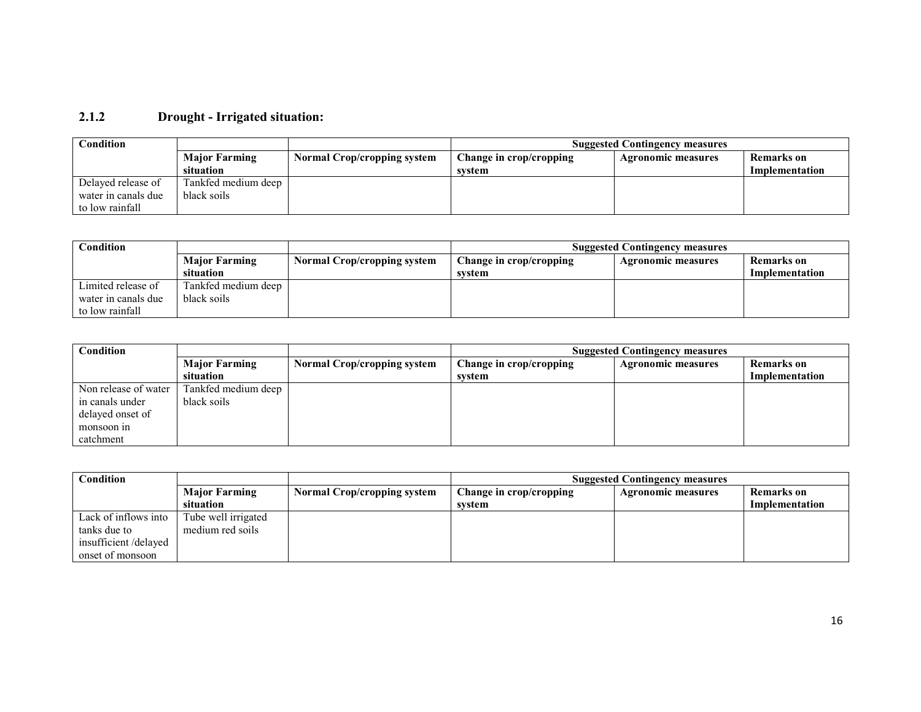### 2.1.2 Drought - Irrigated situation:

| Condition | | | Suggested Contingency measures | | |
|---|---|---|---|---|---|
| | **Major Farming situation** | **Normal Crop/cropping system** | **Change in crop/cropping system** | **Agronomic measures** | **Remarks on Implementation** |
| Delayed release of water in canals due to low rainfall | Tankfed medium deep black soils | | | | |

| Condition | | | Suggested Contingency measures | | |
|---|---|---|---|---|---|
| | **Major Farming situation** | **Normal Crop/cropping system** | **Change in crop/cropping system** | **Agronomic measures** | **Remarks on Implementation** |
| Limited release of water in canals due to low rainfall | Tankfed medium deep black soils | | | | |

| Condition | | | Suggested Contingency measures | | |
|---|---|---|---|---|---|
| | **Major Farming situation** | **Normal Crop/cropping system** | **Change in crop/cropping system** | **Agronomic measures** | **Remarks on Implementation** |
| Non release of water in canals under delayed onset of monsoon in catchment | Tankfed medium deep black soils | | | | |

| Condition | | | Suggested Contingency measures | | |
|---|---|---|---|---|---|
| | **Major Farming situation** | **Normal Crop/cropping system** | **Change in crop/cropping system** | **Agronomic measures** | **Remarks on Implementation** |
| Lack of inflows into tanks due to insufficient /delayed onset of monsoon | Tube well irrigated medium red soils | | | | |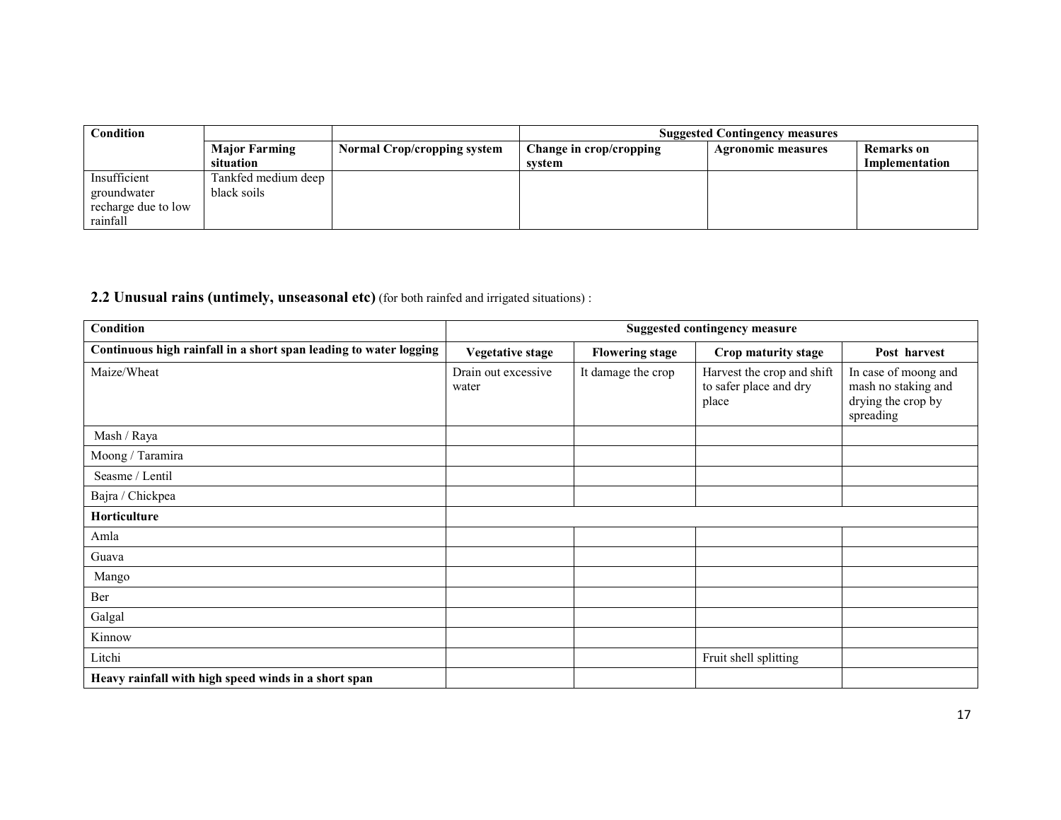| Condition | | | Suggested Contingency measures | | |
|---|---|---|---|---|---|
| | Major Farming situation | Normal Crop/cropping system | Change in crop/cropping system | Agronomic measures | Remarks on Implementation |
| Insufficient groundwater recharge due to low rainfall | Tankfed medium deep black soils | | | | |

## 2.2 Unusual rains (untimely, unseasonal etc) (for both rainfed and irrigated situations) :

| Condition | Suggested contingency measure | | | |
|---|---|---|---|---|
| **Continuous high rainfall in a short span leading to water logging** | **Vegetative stage** | **Flowering stage** | **Crop maturity stage** | **Post harvest** |
| Maize/Wheat | Drain out excessive water | It damage the crop | Harvest the crop and shift to safer place and dry place | In case of moong and mash no staking and drying the crop by spreading |
| Mash / Raya | | | | |
| Moong / Taramira | | | | |
| Seasme / Lentil | | | | |
| Bajra / Chickpea | | | | |
| **Horticulture** | | | | |
| Amla | | | | |
| Guava | | | | |
| Mango | | | | |
| Ber | | | | |
| Galgal | | | | |
| Kinnow | | | | |
| Litchi | | | Fruit shell splitting | |
| **Heavy rainfall with high speed winds in a short span** | | | | |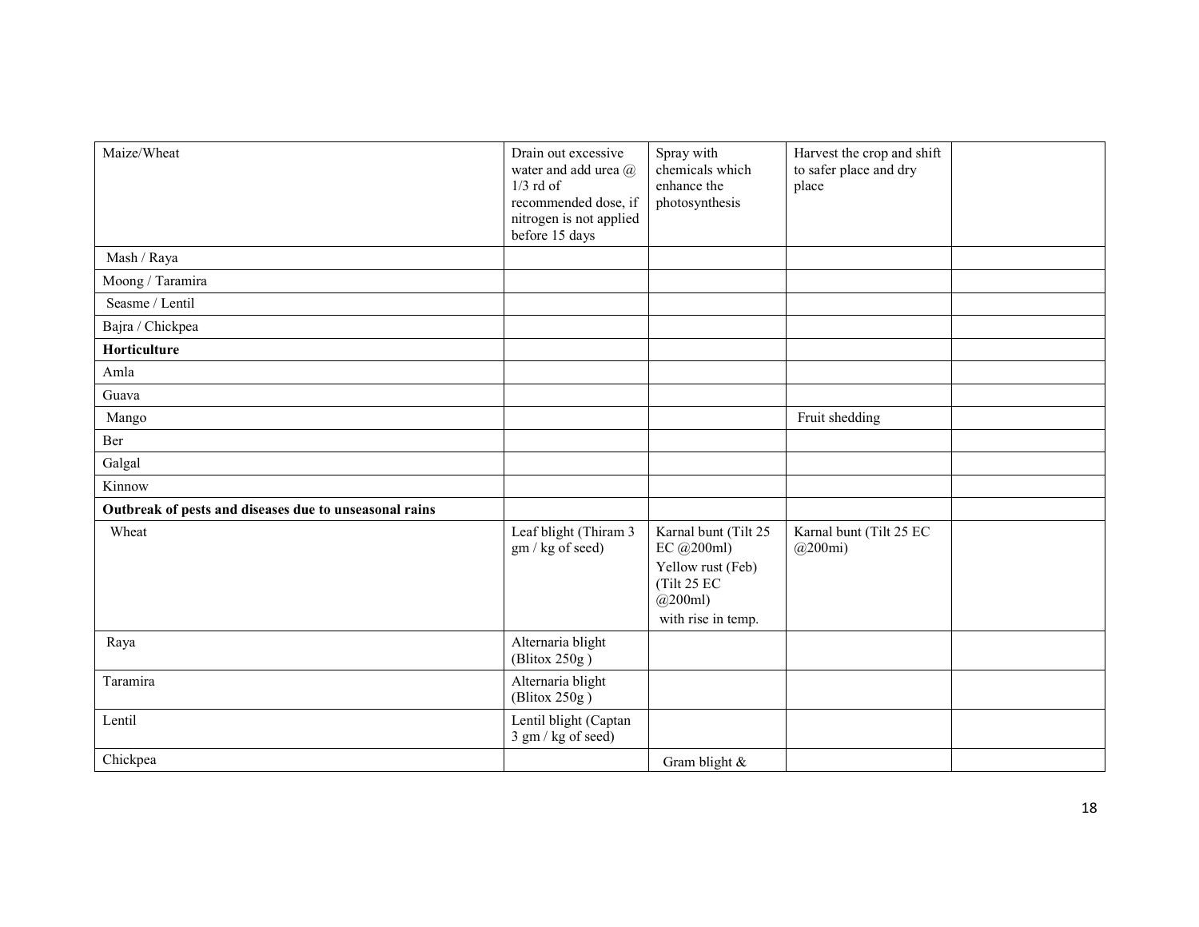| | | | | |
|---|---|---|---|---|
| Maize/Wheat | Drain out excessive water and add urea @ 1/3 rd of recommended dose, if nitrogen is not applied before 15 days | Spray with chemicals which enhance the photosynthesis | Harvest the crop and shift to safer place and dry place | |
| Mash / Raya | | | | |
| Moong / Taramira | | | | |
| Seasme / Lentil | | | | |
| Bajra / Chickpea | | | | |
| **Horticulture** | | | | |
| Amla | | | | |
| Guava | | | | |
| Mango | | | Fruit shedding | |
| Ber | | | | |
| Galgal | | | | |
| Kinnow | | | | |
| **Outbreak of pests and diseases due to unseasonal rains** | | | | |
| Wheat | Leaf blight (Thiram 3 gm / kg of seed) | Karnal bunt (Tilt 25 EC @200ml) Yellow rust (Feb) (Tilt 25 EC @200ml) with rise in temp. | Karnal bunt (Tilt 25 EC @200mi) | |
| Raya | Alternaria blight (Blitox 250g ) | | | |
| Taramira | Alternaria blight (Blitox 250g ) | | | |
| Lentil | Lentil blight (Captan 3 gm / kg of seed) | | | |
| Chickpea | | Gram blight & | | |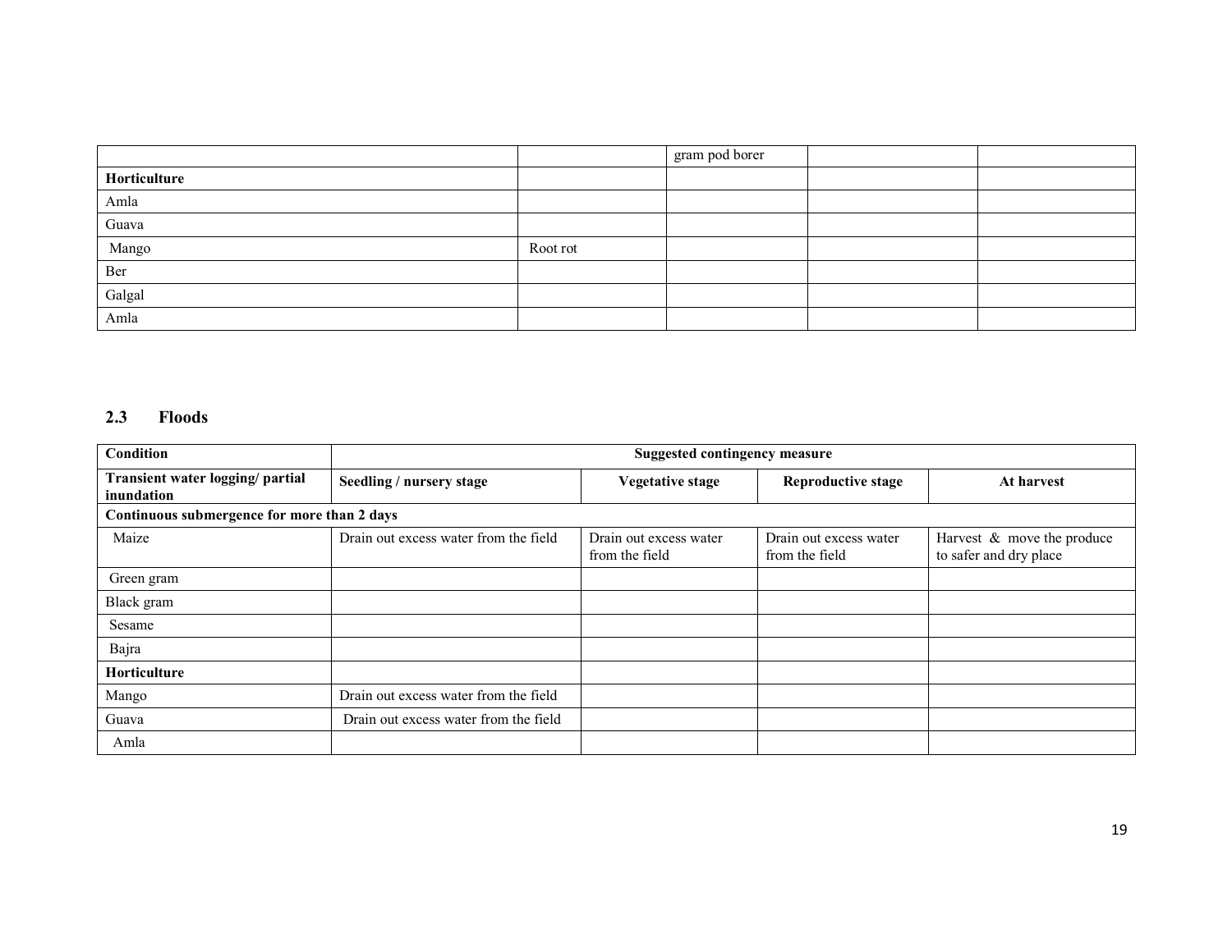| | | gram pod borer | | |
|---|---|---|---|---|
| **Horticulture** | | | | |
| Amla | | | | |
| Guava | | | | |
| Mango | Root rot | | | |
| Ber | | | | |
| Galgal | | | | |
| Amla | | | | |

### 2.3 Floods

| Condition | Suggested contingency measure | | | |
|---|---|---|---|---|
| **Transient water logging/ partial inundation** | **Seedling / nursery stage** | **Vegetative stage** | **Reproductive stage** | **At harvest** |
| **Continuous submergence for more than 2 days** | | | | |
| Maize | Drain out excess water from the field | Drain out excess water from the field | Drain out excess water from the field | Harvest & move the produce to safer and dry place |
| Green gram | | | | |
| Black gram | | | | |
| Sesame | | | | |
| Bajra | | | | |
| **Horticulture** | | | | |
| Mango | Drain out excess water from the field | | | |
| Guava | Drain out excess water from the field | | | |
| Amla | | | | |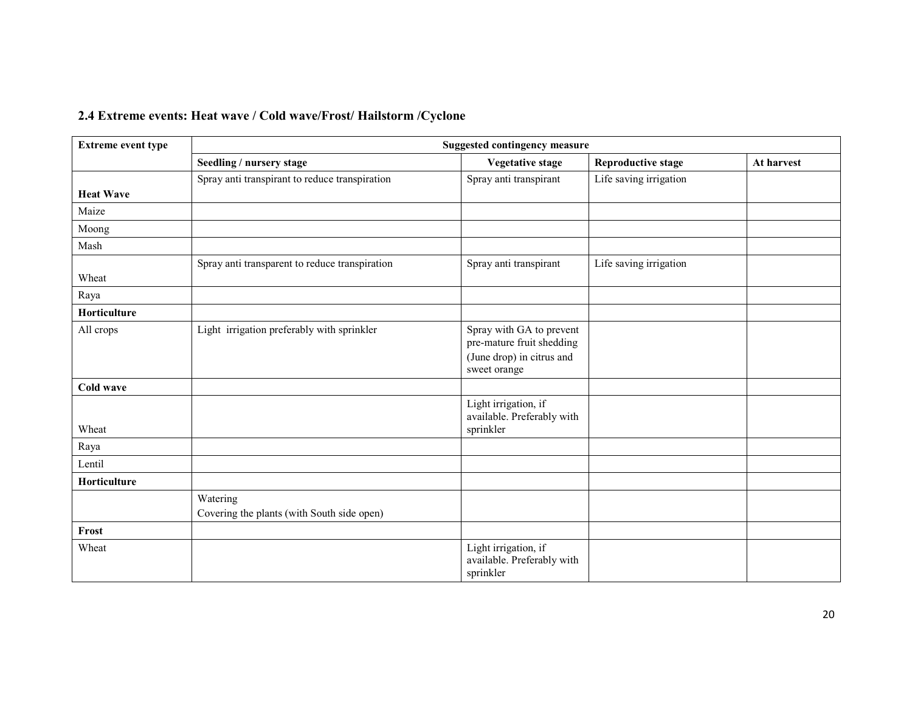## 2.4 Extreme events: Heat wave / Cold wave/Frost/ Hailstorm /Cyclone

| Extreme event type | Suggested contingency measure | | | |
|---|---|---|---|---|
| | **Seedling / nursery stage** | **Vegetative stage** | **Reproductive stage** | **At harvest** |
| **Heat Wave** | Spray anti transpirant to reduce transpiration | Spray anti transpirant | Life saving irrigation | |
| Maize | | | | |
| Moong | | | | |
| Mash | | | | |
| Wheat | Spray anti transparent to reduce transpiration | Spray anti transpirant | Life saving irrigation | |
| Raya | | | | |
| **Horticulture** | | | | |
| All crops | Light irrigation preferably with sprinkler | Spray with GA to prevent pre-mature fruit shedding (June drop) in citrus and sweet orange | | |
| **Cold wave** | | | | |
| Wheat | | Light irrigation, if available. Preferably with sprinkler | | |
| Raya | | | | |
| Lentil | | | | |
| **Horticulture** | | | | |
| | Watering<br>Covering the plants (with South side open) | | | |
| **Frost** | | | | |
| Wheat | | Light irrigation, if available. Preferably with sprinkler | | |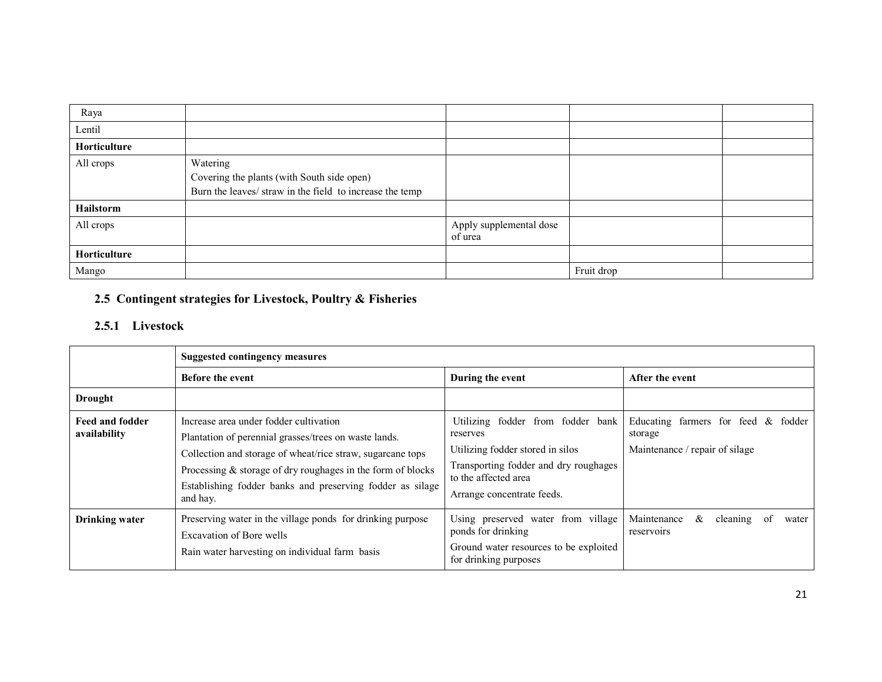| Raya | | | | |
|---|---|---|---|---|
| Lentil | | | | |
| **Horticulture** | | | | |
| All crops | Watering<br>Covering the plants (with South side open)<br>Burn the leaves/ straw in the field to increase the temp | | | |
| **Hailstorm** | | | | |
| All crops | | Apply supplemental dose of urea | | |
| **Horticulture** | | | | |
| Mango | | | Fruit drop | |

## 2.5 Contingent strategies for Livestock, Poultry & Fisheries

### 2.5.1 Livestock

| | **Suggested contingency measures** | | |
|---|---|---|---|
| | **Before the event** | **During the event** | **After the event** |
| **Drought** | | | |
| **Feed and fodder availability** | Increase area under fodder cultivation<br>Plantation of perennial grasses/trees on waste lands.<br>Collection and storage of wheat/rice straw, sugarcane tops<br>Processing & storage of dry roughages in the form of blocks<br>Establishing fodder banks and preserving fodder as silage and hay. | Utilizing fodder from fodder bank reserves<br>Utilizing fodder stored in silos<br>Transporting fodder and dry roughages to the affected area<br>Arrange concentrate feeds. | Educating farmers for feed & fodder storage<br>Maintenance / repair of silage |
| **Drinking water** | Preserving water in the village ponds for drinking purpose<br>Excavation of Bore wells<br>Rain water harvesting on individual farm basis | Using preserved water from village ponds for drinking<br>Ground water resources to be exploited for drinking purposes | Maintenance & cleaning of water reservoirs |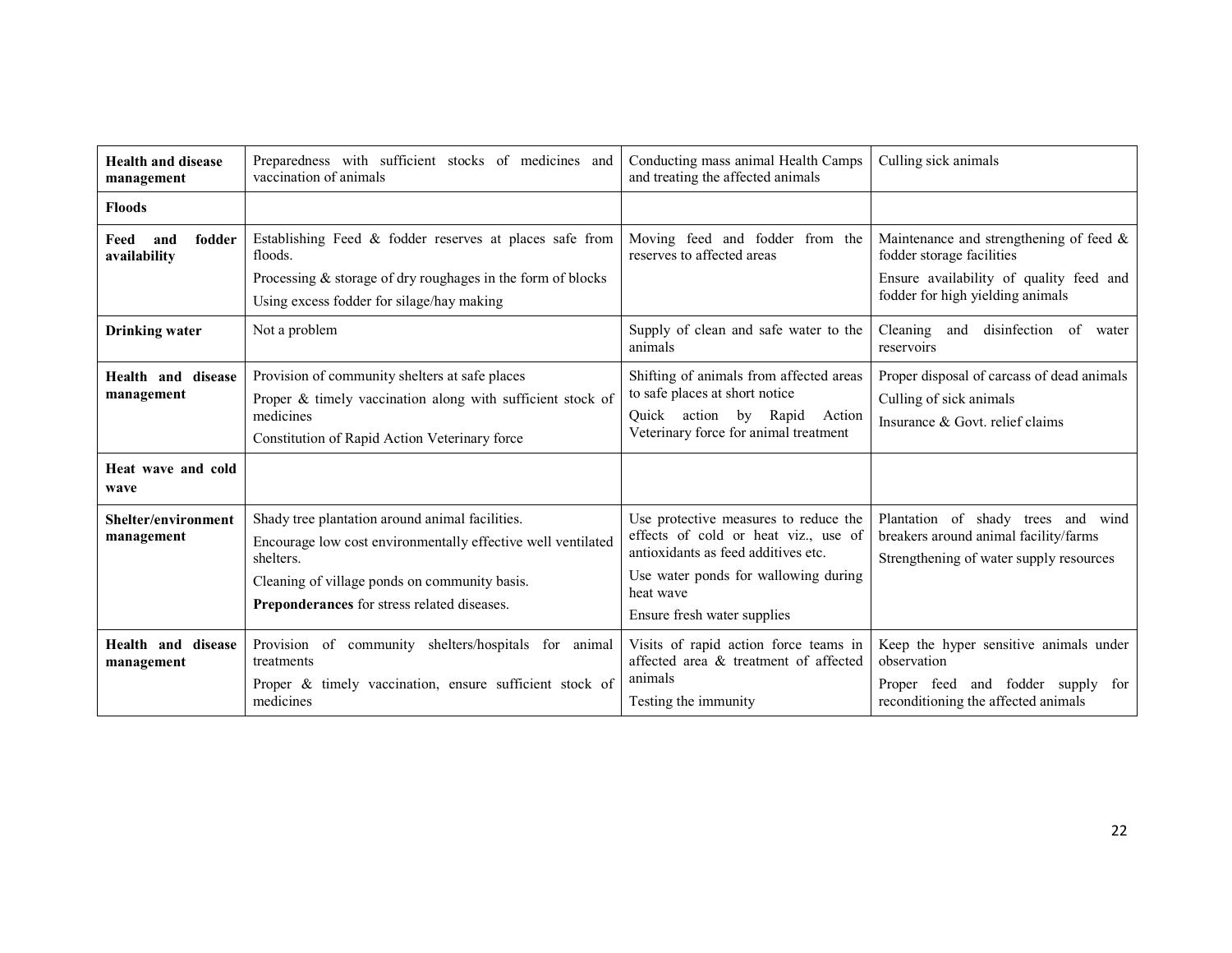| **Health and disease management** | Preparedness with sufficient stocks of medicines and vaccination of animals | Conducting mass animal Health Camps and treating the affected animals | Culling sick animals |
|---|---|---|---|
| **Floods** | | | |
| **Feed and fodder availability** | Establishing Feed & fodder reserves at places safe from floods.<br>Processing & storage of dry roughages in the form of blocks<br>Using excess fodder for silage/hay making | Moving feed and fodder from the reserves to affected areas | Maintenance and strengthening of feed & fodder storage facilities<br>Ensure availability of quality feed and fodder for high yielding animals |
| **Drinking water** | Not a problem | Supply of clean and safe water to the animals | Cleaning and disinfection of water reservoirs |
| **Health and disease management** | Provision of community shelters at safe places<br>Proper & timely vaccination along with sufficient stock of medicines<br>Constitution of Rapid Action Veterinary force | Shifting of animals from affected areas to safe places at short notice<br>Quick action by Rapid Action Veterinary force for animal treatment | Proper disposal of carcass of dead animals<br>Culling of sick animals<br>Insurance & Govt. relief claims |
| **Heat wave and cold wave** | | | |
| **Shelter/environment management** | Shady tree plantation around animal facilities.<br>Encourage low cost environmentally effective well ventilated shelters.<br>Cleaning of village ponds on community basis.<br>**Preponderances** for stress related diseases. | Use protective measures to reduce the effects of cold or heat viz., use of antioxidants as feed additives etc.<br>Use water ponds for wallowing during heat wave<br>Ensure fresh water supplies | Plantation of shady trees and wind breakers around animal facility/farms<br>Strengthening of water supply resources |
| **Health and disease management** | Provision of community shelters/hospitals for animal treatments<br>Proper & timely vaccination, ensure sufficient stock of medicines | Visits of rapid action force teams in affected area & treatment of affected animals<br>Testing the immunity | Keep the hyper sensitive animals under observation<br>Proper feed and fodder supply for reconditioning the affected animals |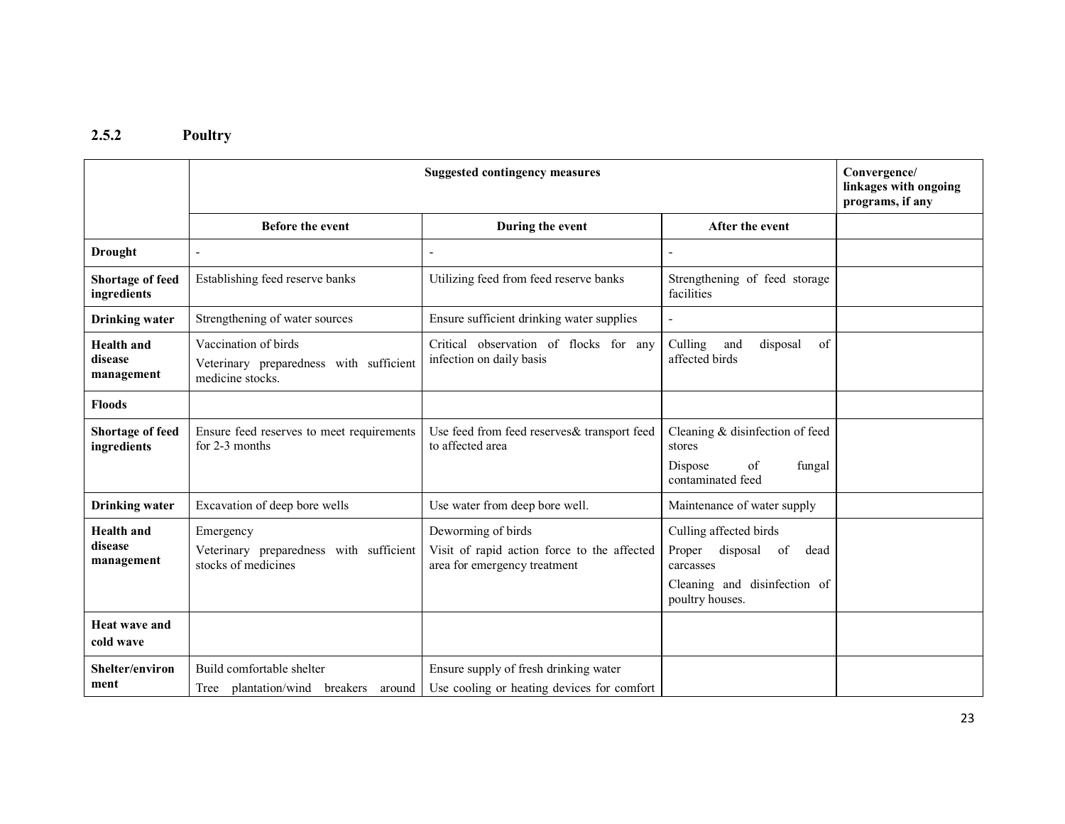### 2.5.2 Poultry

| | Suggested contingency measures | | | Convergence/ linkages with ongoing programs, if any |
|---|---|---|---|---|
| | **Before the event** | **During the event** | **After the event** | |
| **Drought** | - | - | - | |
| **Shortage of feed ingredients** | Establishing feed reserve banks | Utilizing feed from feed reserve banks | Strengthening of feed storage facilities | |
| **Drinking water** | Strengthening of water sources | Ensure sufficient drinking water supplies | - | |
| **Health and disease management** | Vaccination of birds<br>Veterinary preparedness with sufficient medicine stocks. | Critical observation of flocks for any infection on daily basis | Culling and disposal of affected birds | |
| **Floods** | | | | |
| **Shortage of feed ingredients** | Ensure feed reserves to meet requirements for 2-3 months | Use feed from feed reserves& transport feed to affected area | Cleaning & disinfection of feed stores<br>Dispose of fungal contaminated feed | |
| **Drinking water** | Excavation of deep bore wells | Use water from deep bore well. | Maintenance of water supply | |
| **Health and disease management** | Emergency<br>Veterinary preparedness with sufficient stocks of medicines | Deworming of birds<br>Visit of rapid action force to the affected area for emergency treatment | Culling affected birds<br>Proper disposal of dead carcasses<br>Cleaning and disinfection of poultry houses. | |
| **Heat wave and cold wave** | | | | |
| **Shelter/environment** | Build comfortable shelter<br>Tree plantation/wind breakers around | Ensure supply of fresh drinking water<br>Use cooling or heating devices for comfort | | |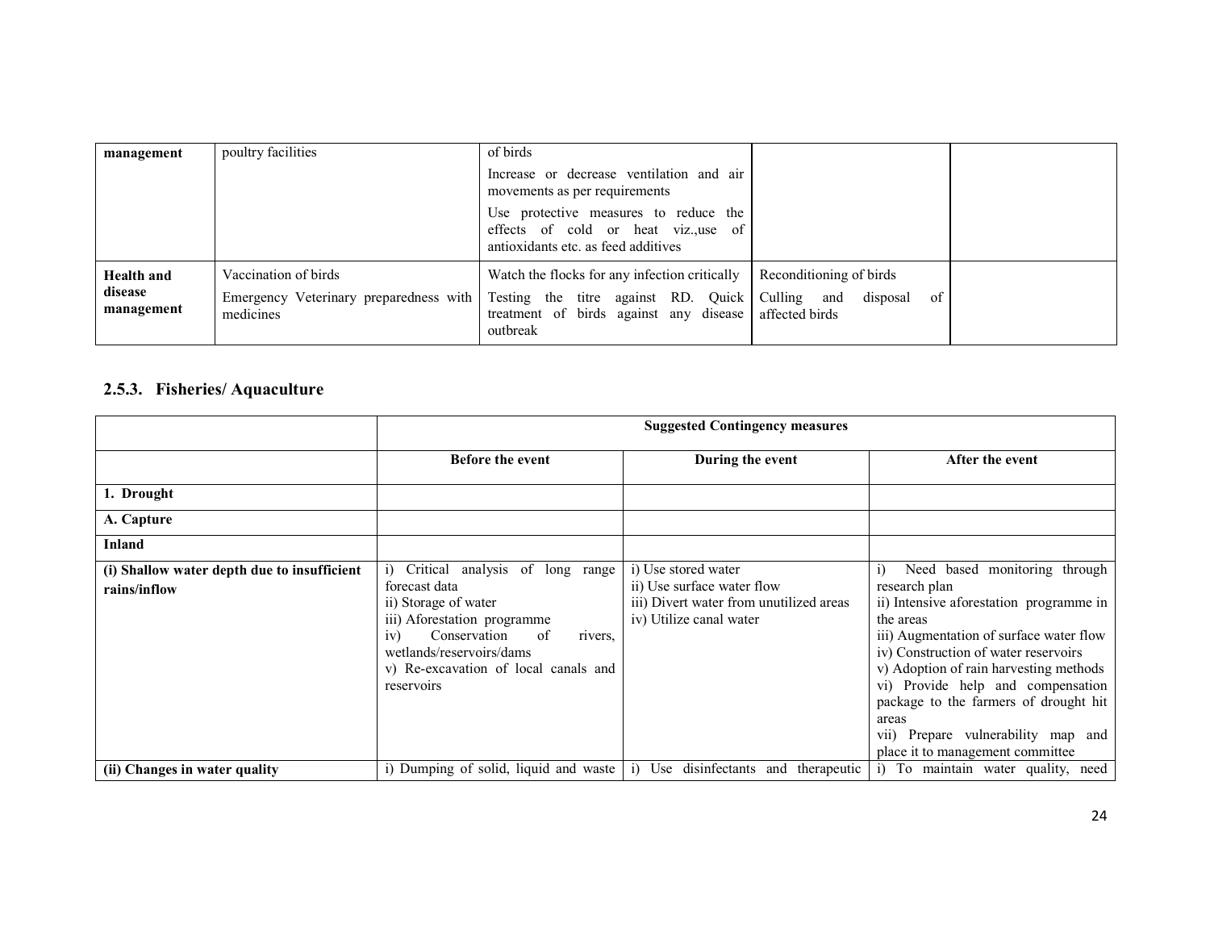| management | poultry facilities | of birds<br>Increase or decrease ventilation and air movements as per requirements<br>Use protective measures to reduce the effects of cold or heat viz.,use of antioxidants etc. as feed additives | | |
|---|---|---|---|---|
| **Health and disease management** | Vaccination of birds<br>Emergency Veterinary preparedness with medicines | Watch the flocks for any infection critically<br>Testing the titre against RD. Quick treatment of birds against any disease outbreak | Reconditioning of birds<br>Culling and disposal of affected birds | |

### 2.5.3. Fisheries/ Aquaculture

| | **Suggested Contingency measures** | | |
|---|---|---|---|
| | **Before the event** | **During the event** | **After the event** |
| **1. Drought** | | | |
| **A. Capture** | | | |
| **Inland** | | | |
| **(i) Shallow water depth due to insufficient rains/inflow** | i) Critical analysis of long range forecast data<br>ii) Storage of water<br>iii) Aforestation programme<br>iv) Conservation of rivers, wetlands/reservoirs/dams<br>v) Re-excavation of local canals and reservoirs | i) Use stored water<br>ii) Use surface water flow<br>iii) Divert water from unutilized areas<br>iv) Utilize canal water | i) Need based monitoring through research plan<br>ii) Intensive aforestation programme in the areas<br>iii) Augmentation of surface water flow<br>iv) Construction of water reservoirs<br>v) Adoption of rain harvesting methods<br>vi) Provide help and compensation package to the farmers of drought hit areas<br>vii) Prepare vulnerability map and place it to management committee |
| **(ii) Changes in water quality** | i) Dumping of solid, liquid and waste | i) Use disinfectants and therapeutic | i) To maintain water quality, need |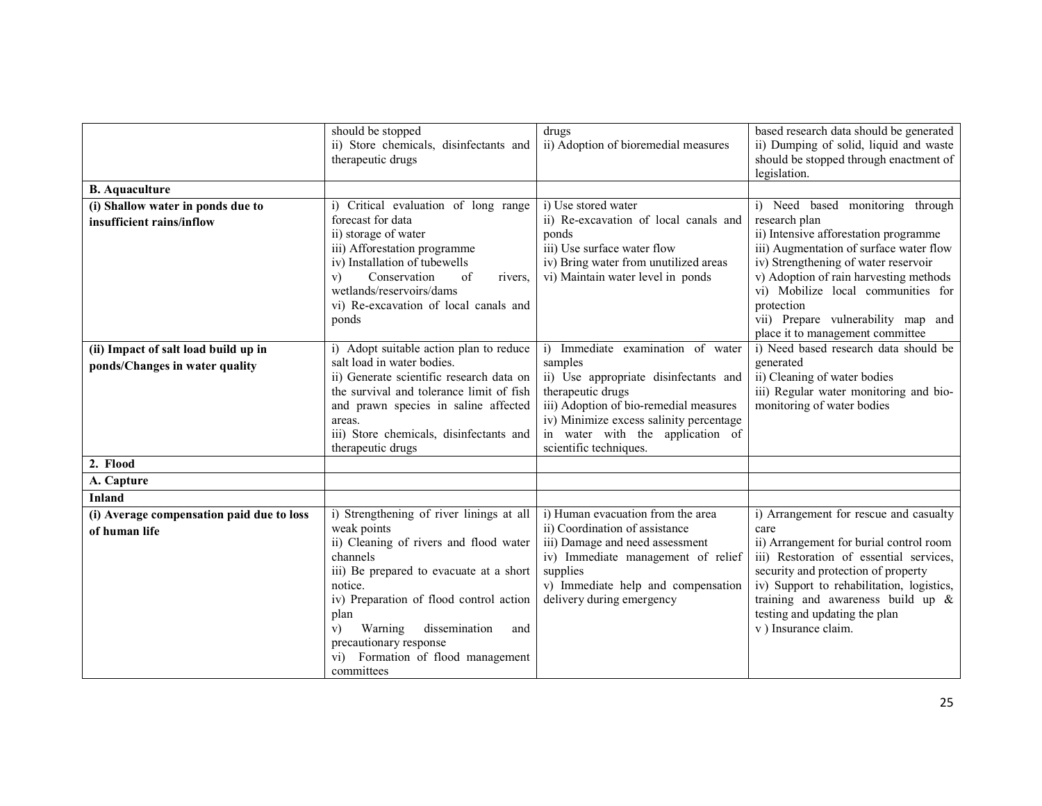| | | | |
|---|---|---|---|
| | should be stopped<br>ii) Store chemicals, disinfectants and therapeutic drugs | drugs<br>ii) Adoption of bioremedial measures | based research data should be generated<br>ii) Dumping of solid, liquid and waste should be stopped through enactment of legislation. |
| **B. Aquaculture** | | | |
| **(i) Shallow water in ponds due to insufficient rains/inflow** | i) Critical evaluation of long range forecast for data<br>ii) storage of water<br>iii) Afforestation programme<br>iv) Installation of tubewells<br>v) Conservation of rivers, wetlands/reservoirs/dams<br>vi) Re-excavation of local canals and ponds | i) Use stored water<br>ii) Re-excavation of local canals and ponds<br>iii) Use surface water flow<br>iv) Bring water from unutilized areas<br>vi) Maintain water level in ponds | i) Need based monitoring through research plan<br>ii) Intensive afforestation programme<br>iii) Augmentation of surface water flow<br>iv) Strengthening of water reservoir<br>v) Adoption of rain harvesting methods<br>vi) Mobilize local communities for protection<br>vii) Prepare vulnerability map and place it to management committee |
| **(ii) Impact of salt load build up in ponds/Changes in water quality** | i) Adopt suitable action plan to reduce salt load in water bodies.<br>ii) Generate scientific research data on the survival and tolerance limit of fish and prawn species in saline affected areas.<br>iii) Store chemicals, disinfectants and therapeutic drugs | i) Immediate examination of water samples<br>ii) Use appropriate disinfectants and therapeutic drugs<br>iii) Adoption of bio-remedial measures<br>iv) Minimize excess salinity percentage in water with the application of scientific techniques. | i) Need based research data should be generated<br>ii) Cleaning of water bodies<br>iii) Regular water monitoring and bio-monitoring of water bodies |
| **2. Flood** | | | |
| **A. Capture** | | | |
| **Inland** | | | |
| **(i) Average compensation paid due to loss of human life** | i) Strengthening of river linings at all weak points<br>ii) Cleaning of rivers and flood water channels<br>iii) Be prepared to evacuate at a short notice.<br>iv) Preparation of flood control action plan<br>v) Warning dissemination and precautionary response<br>vi) Formation of flood management committees | i) Human evacuation from the area<br>ii) Coordination of assistance<br>iii) Damage and need assessment<br>iv) Immediate management of relief supplies<br>v) Immediate help and compensation delivery during emergency | i) Arrangement for rescue and casualty care<br>ii) Arrangement for burial control room<br>iii) Restoration of essential services, security and protection of property<br>iv) Support to rehabilitation, logistics, training and awareness build up & testing and updating the plan<br>v ) Insurance claim. |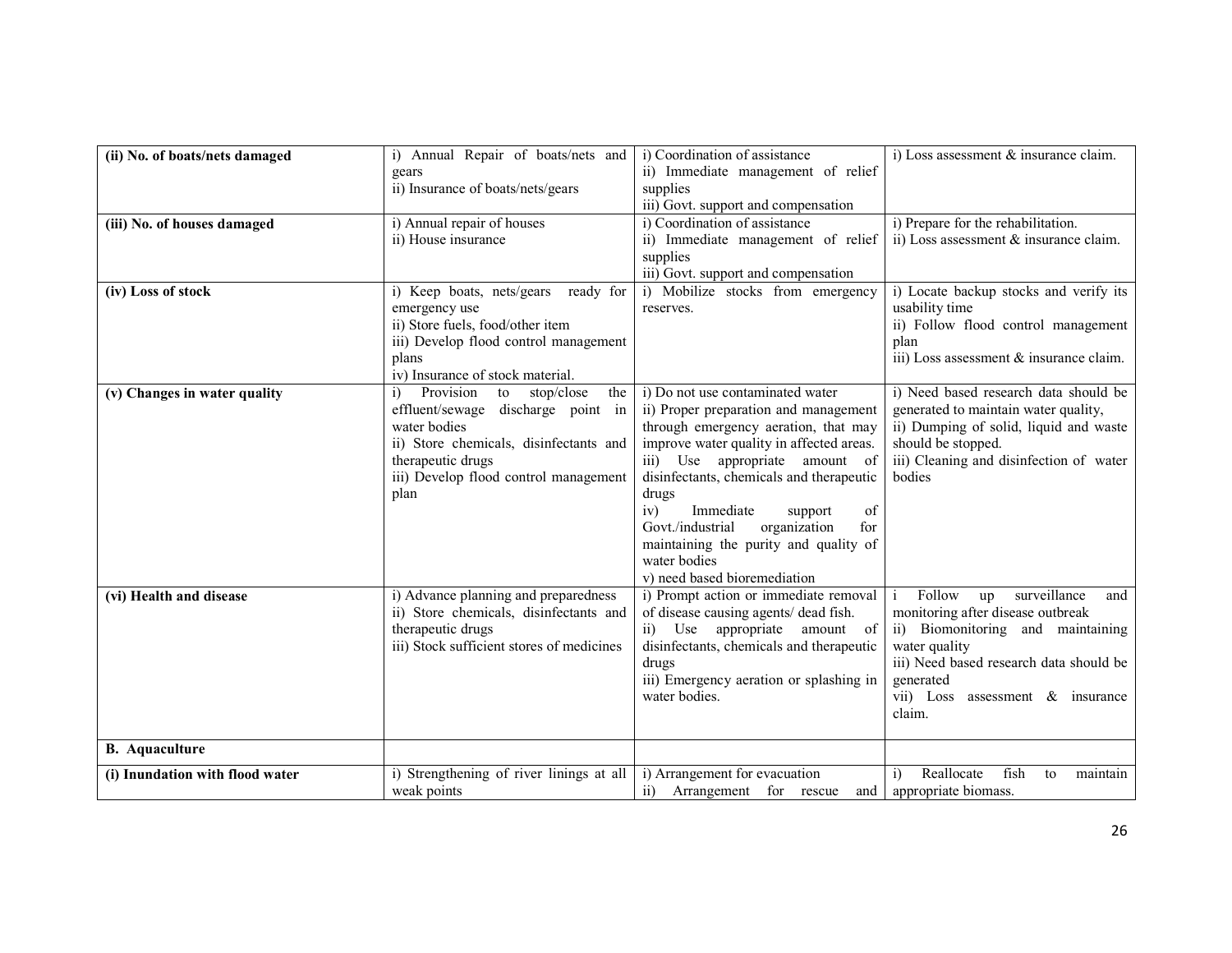| (ii) No. of boats/nets damaged | i) Annual Repair of boats/nets and gears<br>ii) Insurance of boats/nets/gears | i) Coordination of assistance<br>ii) Immediate management of relief supplies<br>iii) Govt. support and compensation | i) Loss assessment & insurance claim. |
|---|---|---|---|
| **(iii) No. of houses damaged** | i) Annual repair of houses<br>ii) House insurance | i) Coordination of assistance<br>ii) Immediate management of relief supplies<br>iii) Govt. support and compensation | i) Prepare for the rehabilitation.<br>ii) Loss assessment & insurance claim. |
| **(iv) Loss of stock** | i) Keep boats, nets/gears ready for emergency use<br>ii) Store fuels, food/other item<br>iii) Develop flood control management plans<br>iv) Insurance of stock material. | i) Mobilize stocks from emergency reserves. | i) Locate backup stocks and verify its usability time<br>ii) Follow flood control management plan<br>iii) Loss assessment & insurance claim. |
| **(v) Changes in water quality** | i) Provision to stop/close the effluent/sewage discharge point in water bodies<br>ii) Store chemicals, disinfectants and therapeutic drugs<br>iii) Develop flood control management plan | i) Do not use contaminated water<br>ii) Proper preparation and management through emergency aeration, that may improve water quality in affected areas.<br>iii) Use appropriate amount of disinfectants, chemicals and therapeutic drugs<br>iv) Immediate support of Govt./industrial organization for maintaining the purity and quality of water bodies<br>v) need based bioremediation | i) Need based research data should be generated to maintain water quality,<br>ii) Dumping of solid, liquid and waste should be stopped.<br>iii) Cleaning and disinfection of water bodies |
| **(vi) Health and disease** | i) Advance planning and preparedness<br>ii) Store chemicals, disinfectants and therapeutic drugs<br>iii) Stock sufficient stores of medicines | i) Prompt action or immediate removal of disease causing agents/ dead fish.<br>ii) Use appropriate amount of disinfectants, chemicals and therapeutic drugs<br>iii) Emergency aeration or splashing in water bodies. | i Follow up surveillance and monitoring after disease outbreak<br>ii) Biomonitoring and maintaining water quality<br>iii) Need based research data should be generated<br>vii) Loss assessment & insurance claim. |
| **B. Aquaculture** | | | |
| **(i) Inundation with flood water** | i) Strengthening of river linings at all weak points | i) Arrangement for evacuation<br>ii) Arrangement for rescue and | i) Reallocate fish to maintain appropriate biomass. |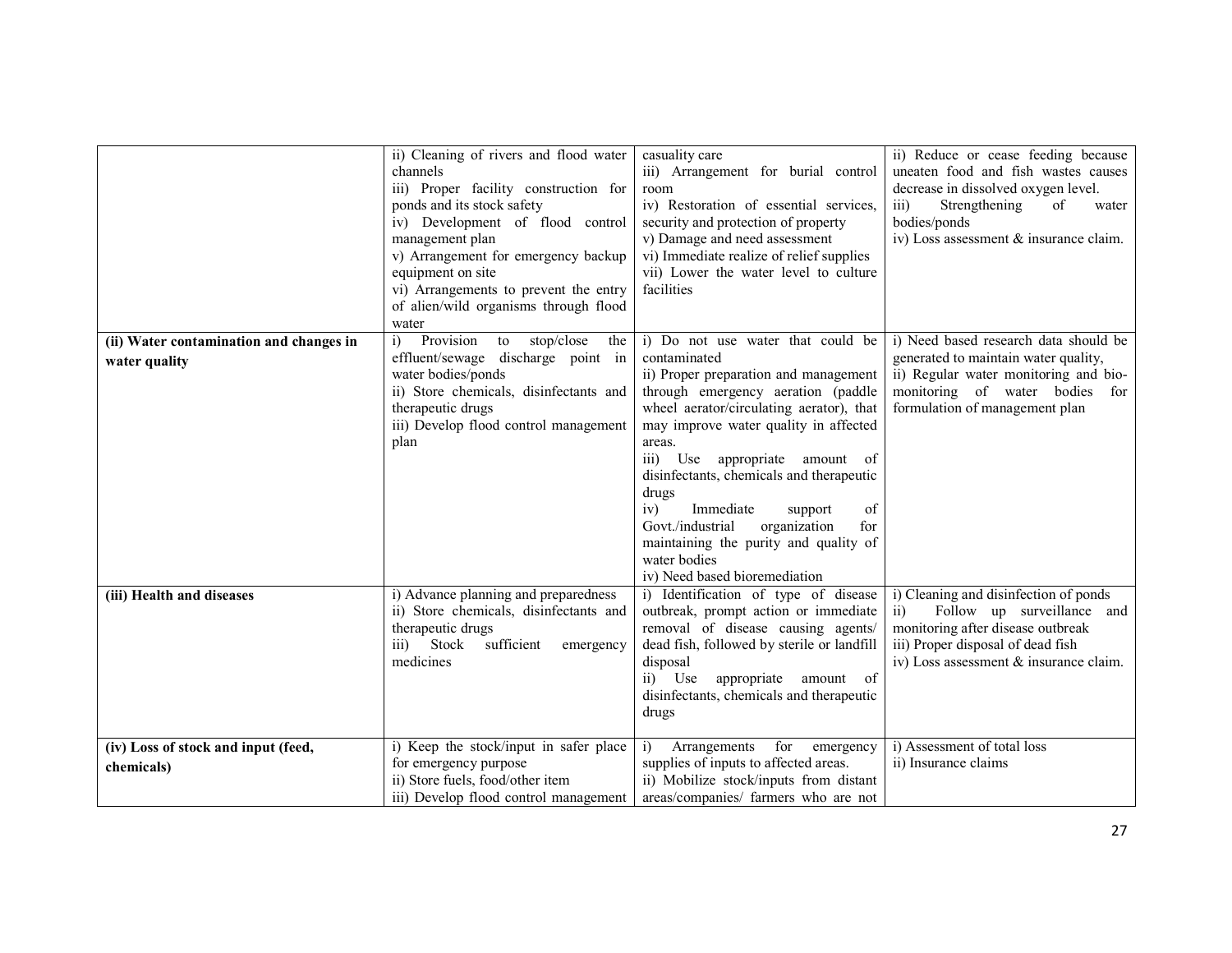| | | | |
|---|---|---|---|
| | ii) Cleaning of rivers and flood water channels<br>iii) Proper facility construction for ponds and its stock safety<br>iv) Development of flood control management plan<br>v) Arrangement for emergency backup equipment on site<br>vi) Arrangements to prevent the entry of alien/wild organisms through flood water | casuality care<br>iii) Arrangement for burial control room<br>iv) Restoration of essential services, security and protection of property<br>v) Damage and need assessment<br>vi) Immediate realize of relief supplies<br>vii) Lower the water level to culture facilities | ii) Reduce or cease feeding because uneaten food and fish wastes causes decrease in dissolved oxygen level.<br>iii) Strengthening of water bodies/ponds<br>iv) Loss assessment & insurance claim. |
| **(ii) Water contamination and changes in water quality** | i) Provision to stop/close the effluent/sewage discharge point in water bodies/ponds<br>ii) Store chemicals, disinfectants and therapeutic drugs<br>iii) Develop flood control management plan | i) Do not use water that could be contaminated<br>ii) Proper preparation and management through emergency aeration (paddle wheel aerator/circulating aerator), that may improve water quality in affected areas.<br>iii) Use appropriate amount of disinfectants, chemicals and therapeutic drugs<br>iv) Immediate support of Govt./industrial organization for maintaining the purity and quality of water bodies<br>iv) Need based bioremediation | i) Need based research data should be generated to maintain water quality,<br>ii) Regular water monitoring and bio-monitoring of water bodies for formulation of management plan |
| **(iii) Health and diseases** | i) Advance planning and preparedness<br>ii) Store chemicals, disinfectants and therapeutic drugs<br>iii) Stock sufficient emergency medicines | i) Identification of type of disease outbreak, prompt action or immediate removal of disease causing agents/ dead fish, followed by sterile or landfill disposal<br>ii) Use appropriate amount of disinfectants, chemicals and therapeutic drugs | i) Cleaning and disinfection of ponds<br>ii) Follow up surveillance and monitoring after disease outbreak<br>iii) Proper disposal of dead fish<br>iv) Loss assessment & insurance claim. |
| **(iv) Loss of stock and input (feed, chemicals)** | i) Keep the stock/input in safer place for emergency purpose<br>ii) Store fuels, food/other item<br>iii) Develop flood control management | i) Arrangements for emergency supplies of inputs to affected areas.<br>ii) Mobilize stock/inputs from distant areas/companies/ farmers who are not | i) Assessment of total loss<br>ii) Insurance claims |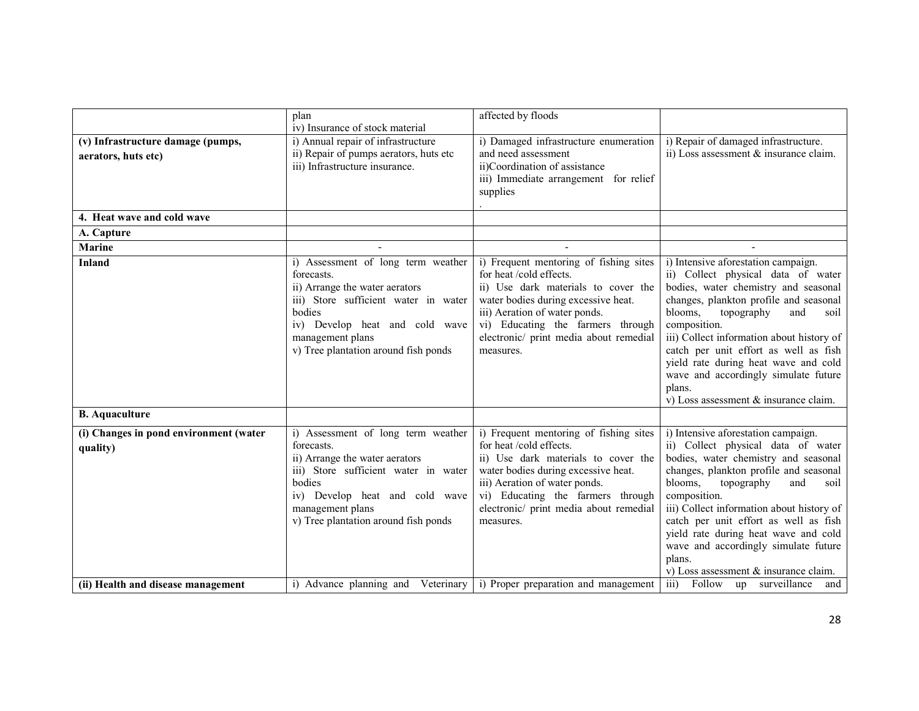| | plan<br>iv) Insurance of stock material | affected by floods | |
|---|---|---|---|
| **(v) Infrastructure damage (pumps, aerators, huts etc)** | i) Annual repair of infrastructure<br>ii) Repair of pumps aerators, huts etc<br>iii) Infrastructure insurance. | i) Damaged infrastructure enumeration and need assessment<br>ii)Coordination of assistance<br>iii) Immediate arrangement for relief supplies<br>. | i) Repair of damaged infrastructure.<br>ii) Loss assessment & insurance claim. |
| **4. Heat wave and cold wave** | | | |
| **A. Capture** | | | |
| **Marine** | - | - | - |
| **Inland** | i) Assessment of long term weather forecasts.<br>ii) Arrange the water aerators<br>iii) Store sufficient water in water bodies<br>iv) Develop heat and cold wave management plans<br>v) Tree plantation around fish ponds | i) Frequent mentoring of fishing sites for heat /cold effects.<br>ii) Use dark materials to cover the water bodies during excessive heat.<br>iii) Aeration of water ponds.<br>vi) Educating the farmers through electronic/ print media about remedial measures. | i) Intensive aforestation campaign.<br>ii) Collect physical data of water bodies, water chemistry and seasonal changes, plankton profile and seasonal blooms, topography and soil composition.<br>iii) Collect information about history of catch per unit effort as well as fish yield rate during heat wave and cold wave and accordingly simulate future plans.<br>v) Loss assessment & insurance claim. |
| **B. Aquaculture** | | | |
| **(i) Changes in pond environment (water quality)** | i) Assessment of long term weather forecasts.<br>ii) Arrange the water aerators<br>iii) Store sufficient water in water bodies<br>iv) Develop heat and cold wave management plans<br>v) Tree plantation around fish ponds | i) Frequent mentoring of fishing sites for heat /cold effects.<br>ii) Use dark materials to cover the water bodies during excessive heat.<br>iii) Aeration of water ponds.<br>vi) Educating the farmers through electronic/ print media about remedial measures. | i) Intensive aforestation campaign.<br>ii) Collect physical data of water bodies, water chemistry and seasonal changes, plankton profile and seasonal blooms, topography and soil composition.<br>iii) Collect information about history of catch per unit effort as well as fish yield rate during heat wave and cold wave and accordingly simulate future plans.<br>v) Loss assessment & insurance claim. |
| **(ii) Health and disease management** | i) Advance planning and Veterinary | i) Proper preparation and management | iii) Follow up surveillance and |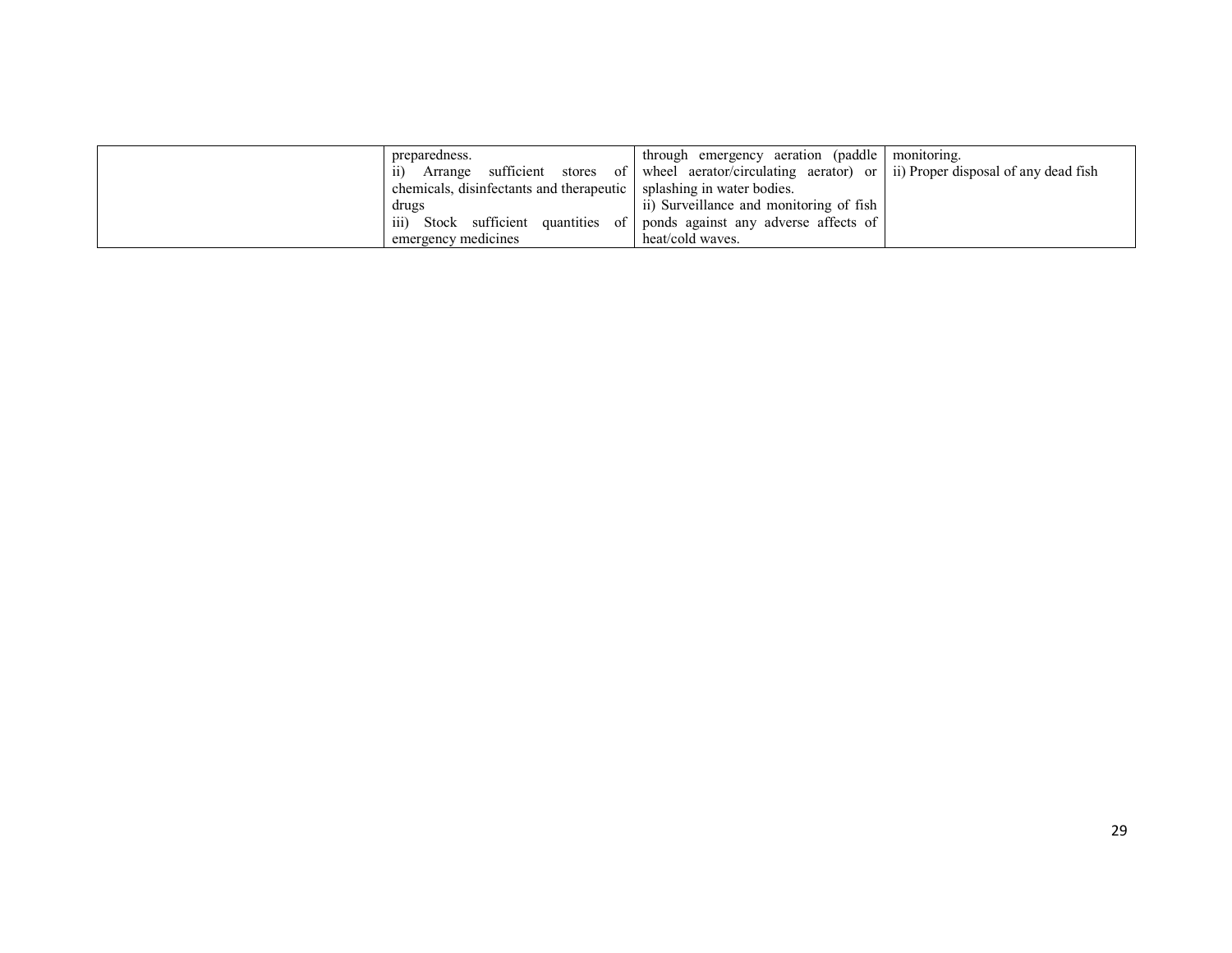| | | | |
|---|---|---|---|
| | preparedness.<br>ii) Arrange sufficient stores of chemicals, disinfectants and therapeutic drugs<br>iii) Stock sufficient quantities of emergency medicines | through emergency aeration (paddle wheel aerator/circulating aerator) or splashing in water bodies.<br>ii) Surveillance and monitoring of fish ponds against any adverse affects of heat/cold waves. | monitoring.<br>ii) Proper disposal of any dead fish |